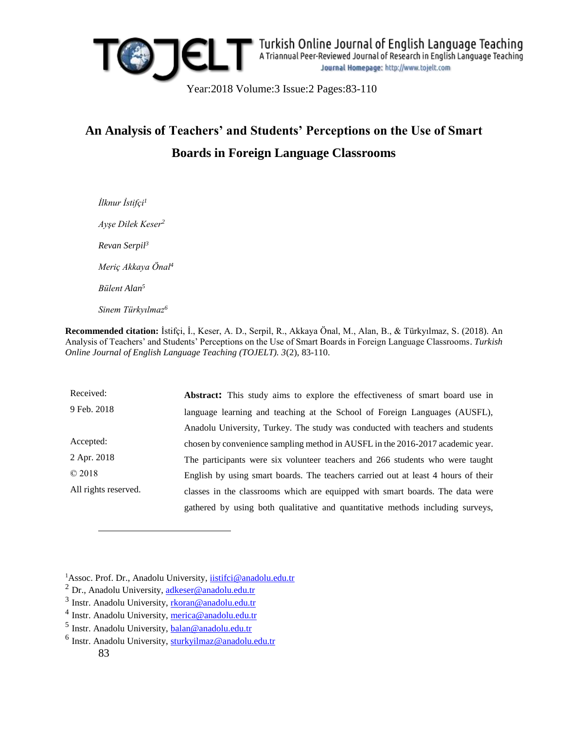# An Analysis of Teachers' and Students' Perceptions on the Use of Smart Boards in Foreign Language Classrooms

*İlknur İstifçi*[1]

*Ayşe Dilek Keser*[2]

*Revan Serpil*[3]

*Meriç Akkaya Önal*[4]

*Bülent Alan*[5]

*Sinem Türkyılmaz*[6]

**Recommended citation:** İstifçi, İ., Keser, A. D., Serpil, R., Akkaya Önal, M., Alan, B., & Türkyılmaz, S. (2018). An Analysis of Teachers' and Students' Perceptions on the Use of Smart Boards in Foreign Language Classrooms. *Turkish Online Journal of English Language Teaching (TOJELT). 3*(2), 83-110.

Received:
9 Feb. 2018

Accepted:
2 Apr. 2018

© 2018
All rights reserved.

**Abstract:** This study aims to explore the effectiveness of smart board use in language learning and teaching at the School of Foreign Languages (AUSFL), Anadolu University, Turkey. The study was conducted with teachers and students chosen by convenience sampling method in AUSFL in the 2016-2017 academic year. The participants were six volunteer teachers and 266 students who were taught English by using smart boards. The teachers carried out at least 4 hours of their classes in the classrooms which are equipped with smart boards. The data were gathered by using both qualitative and quantitative methods including surveys,

---

[1] Assoc. Prof. Dr., Anadolu University, iistifci@anadolu.edu.tr
[2] Dr., Anadolu University, adkeser@anadolu.edu.tr
[3] Instr. Anadolu University, rkoran@anadolu.edu.tr
[4] Instr. Anadolu University, merica@anadolu.edu.tr
[5] Instr. Anadolu University, balan@anadolu.edu.tr
[6] Instr. Anadolu University, sturkyilmaz@anadolu.edu.tr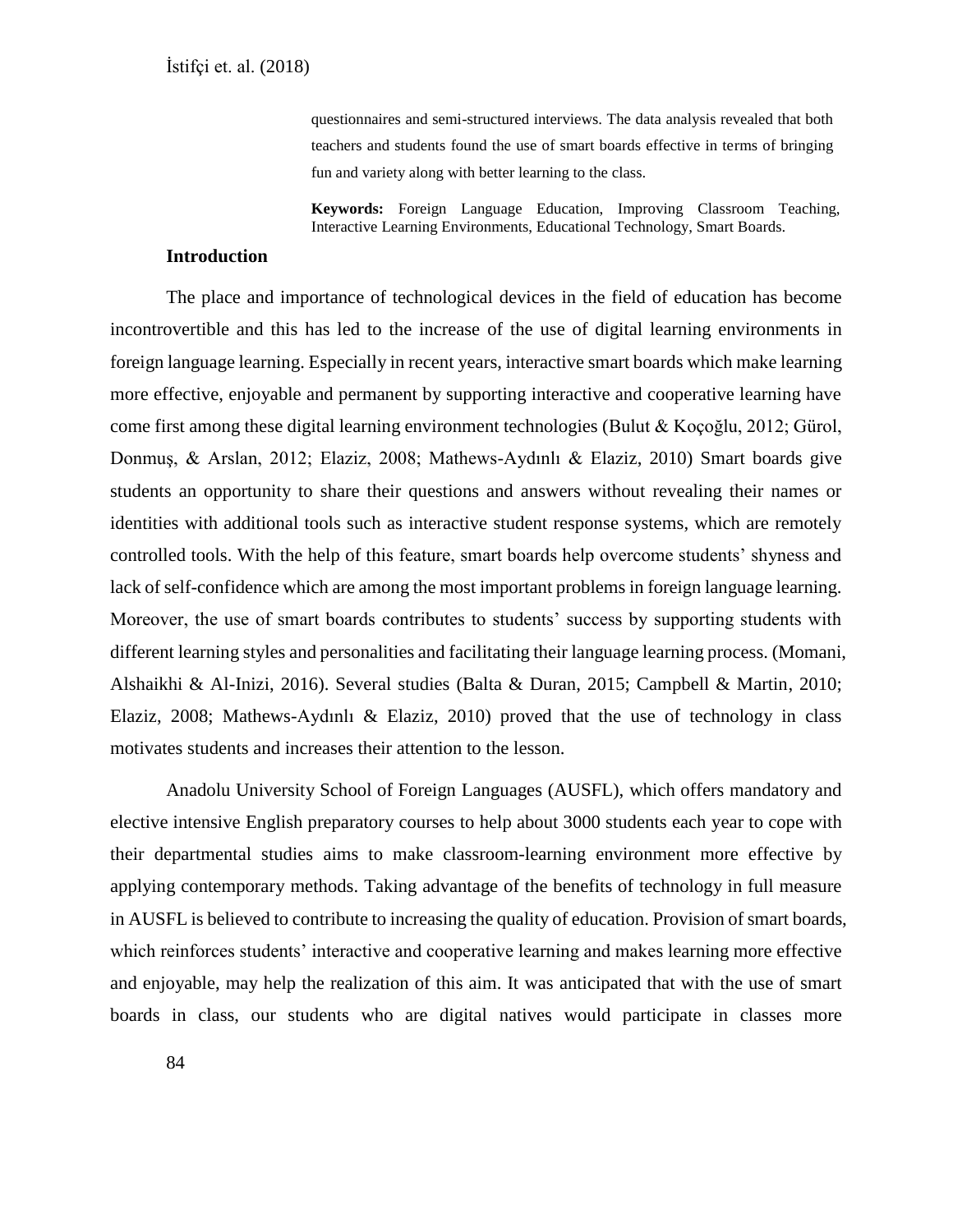questionnaires and semi-structured interviews. The data analysis revealed that both teachers and students found the use of smart boards effective in terms of bringing fun and variety along with better learning to the class.

**Keywords:** Foreign Language Education, Improving Classroom Teaching, Interactive Learning Environments, Educational Technology, Smart Boards.

## Introduction

The place and importance of technological devices in the field of education has become incontrovertible and this has led to the increase of the use of digital learning environments in foreign language learning. Especially in recent years, interactive smart boards which make learning more effective, enjoyable and permanent by supporting interactive and cooperative learning have come first among these digital learning environment technologies (Bulut & Koçoğlu, 2012; Gürol, Donmuş, & Arslan, 2012; Elaziz, 2008; Mathews-Aydınlı & Elaziz, 2010) Smart boards give students an opportunity to share their questions and answers without revealing their names or identities with additional tools such as interactive student response systems, which are remotely controlled tools. With the help of this feature, smart boards help overcome students' shyness and lack of self-confidence which are among the most important problems in foreign language learning. Moreover, the use of smart boards contributes to students' success by supporting students with different learning styles and personalities and facilitating their language learning process. (Momani, Alshaikhi & Al-Inizi, 2016). Several studies (Balta & Duran, 2015; Campbell & Martin, 2010; Elaziz, 2008; Mathews-Aydınlı & Elaziz, 2010) proved that the use of technology in class motivates students and increases their attention to the lesson.

Anadolu University School of Foreign Languages (AUSFL), which offers mandatory and elective intensive English preparatory courses to help about 3000 students each year to cope with their departmental studies aims to make classroom-learning environment more effective by applying contemporary methods. Taking advantage of the benefits of technology in full measure in AUSFL is believed to contribute to increasing the quality of education. Provision of smart boards, which reinforces students' interactive and cooperative learning and makes learning more effective and enjoyable, may help the realization of this aim. It was anticipated that with the use of smart boards in class, our students who are digital natives would participate in classes more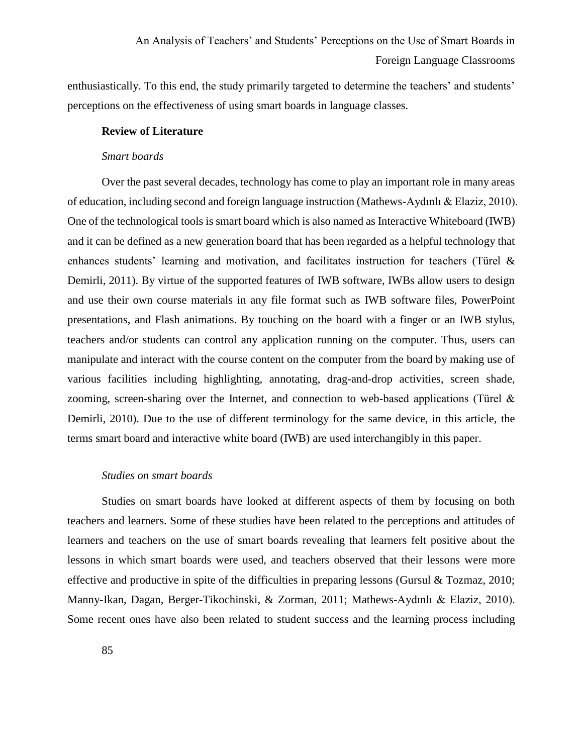enthusiastically. To this end, the study primarily targeted to determine the teachers' and students' perceptions on the effectiveness of using smart boards in language classes.

## Review of Literature

### *Smart boards*

Over the past several decades, technology has come to play an important role in many areas of education, including second and foreign language instruction (Mathews-Aydınlı & Elaziz, 2010). One of the technological tools is smart board which is also named as Interactive Whiteboard (IWB) and it can be defined as a new generation board that has been regarded as a helpful technology that enhances students' learning and motivation, and facilitates instruction for teachers (Türel & Demirli, 2011). By virtue of the supported features of IWB software, IWBs allow users to design and use their own course materials in any file format such as IWB software files, PowerPoint presentations, and Flash animations. By touching on the board with a finger or an IWB stylus, teachers and/or students can control any application running on the computer. Thus, users can manipulate and interact with the course content on the computer from the board by making use of various facilities including highlighting, annotating, drag-and-drop activities, screen shade, zooming, screen-sharing over the Internet, and connection to web-based applications (Türel & Demirli, 2010). Due to the use of different terminology for the same device, in this article, the terms smart board and interactive white board (IWB) are used interchangibly in this paper.

### *Studies on smart boards*

Studies on smart boards have looked at different aspects of them by focusing on both teachers and learners. Some of these studies have been related to the perceptions and attitudes of learners and teachers on the use of smart boards revealing that learners felt positive about the lessons in which smart boards were used, and teachers observed that their lessons were more effective and productive in spite of the difficulties in preparing lessons (Gursul & Tozmaz, 2010; Manny-Ikan, Dagan, Berger-Tikochinski, & Zorman, 2011; Mathews-Aydınlı & Elaziz, 2010). Some recent ones have also been related to student success and the learning process including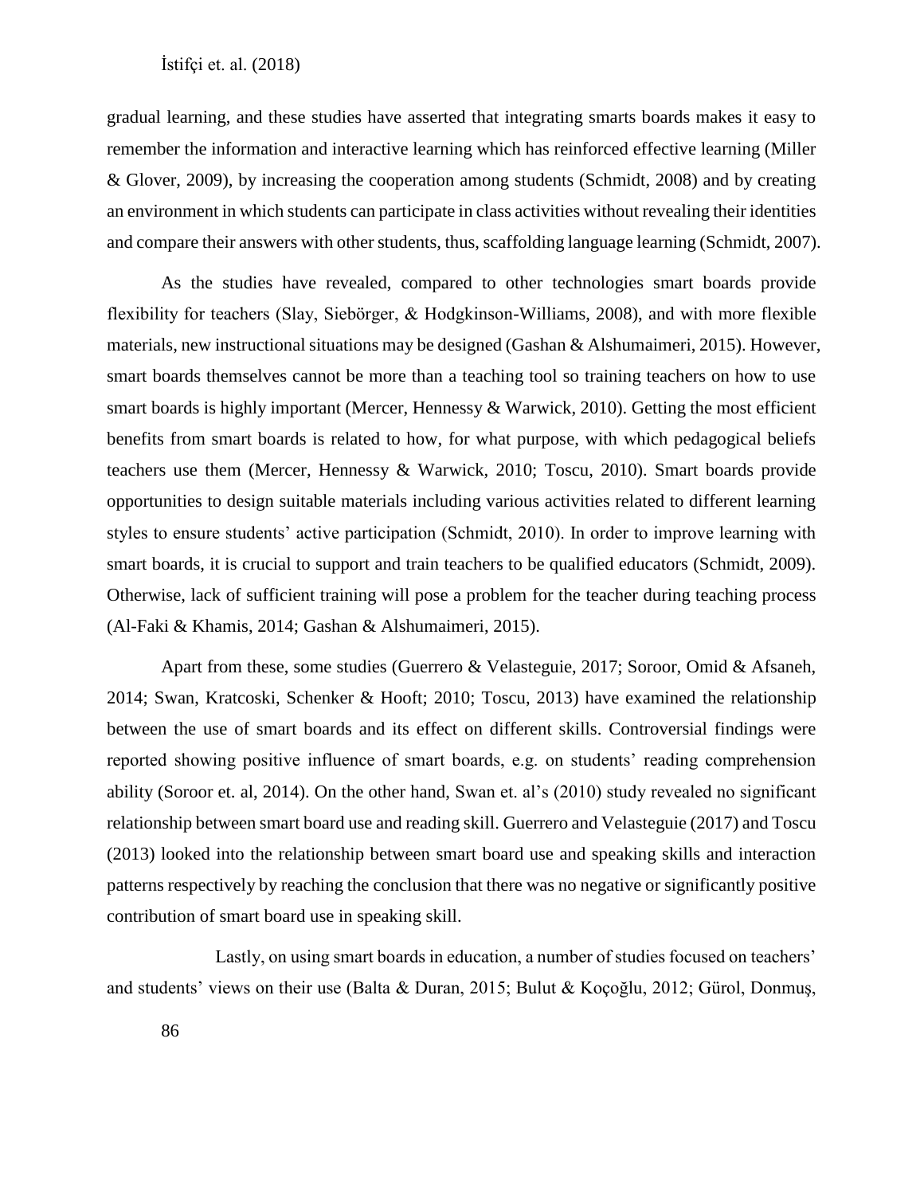gradual learning, and these studies have asserted that integrating smarts boards makes it easy to remember the information and interactive learning which has reinforced effective learning (Miller & Glover, 2009), by increasing the cooperation among students (Schmidt, 2008) and by creating an environment in which students can participate in class activities without revealing their identities and compare their answers with other students, thus, scaffolding language learning (Schmidt, 2007).

As the studies have revealed, compared to other technologies smart boards provide flexibility for teachers (Slay, Siebörger, & Hodgkinson-Williams, 2008), and with more flexible materials, new instructional situations may be designed (Gashan & Alshumaimeri, 2015). However, smart boards themselves cannot be more than a teaching tool so training teachers on how to use smart boards is highly important (Mercer, Hennessy & Warwick, 2010). Getting the most efficient benefits from smart boards is related to how, for what purpose, with which pedagogical beliefs teachers use them (Mercer, Hennessy & Warwick, 2010; Toscu, 2010). Smart boards provide opportunities to design suitable materials including various activities related to different learning styles to ensure students' active participation (Schmidt, 2010). In order to improve learning with smart boards, it is crucial to support and train teachers to be qualified educators (Schmidt, 2009). Otherwise, lack of sufficient training will pose a problem for the teacher during teaching process (Al-Faki & Khamis, 2014; Gashan & Alshumaimeri, 2015).

Apart from these, some studies (Guerrero & Velasteguie, 2017; Soroor, Omid & Afsaneh, 2014; Swan, Kratcoski, Schenker & Hooft; 2010; Toscu, 2013) have examined the relationship between the use of smart boards and its effect on different skills. Controversial findings were reported showing positive influence of smart boards, e.g. on students' reading comprehension ability (Soroor et. al, 2014). On the other hand, Swan et. al's (2010) study revealed no significant relationship between smart board use and reading skill. Guerrero and Velasteguie (2017) and Toscu (2013) looked into the relationship between smart board use and speaking skills and interaction patterns respectively by reaching the conclusion that there was no negative or significantly positive contribution of smart board use in speaking skill.

Lastly, on using smart boards in education, a number of studies focused on teachers' and students' views on their use (Balta & Duran, 2015; Bulut & Koçoğlu, 2012; Gürol, Donmuş,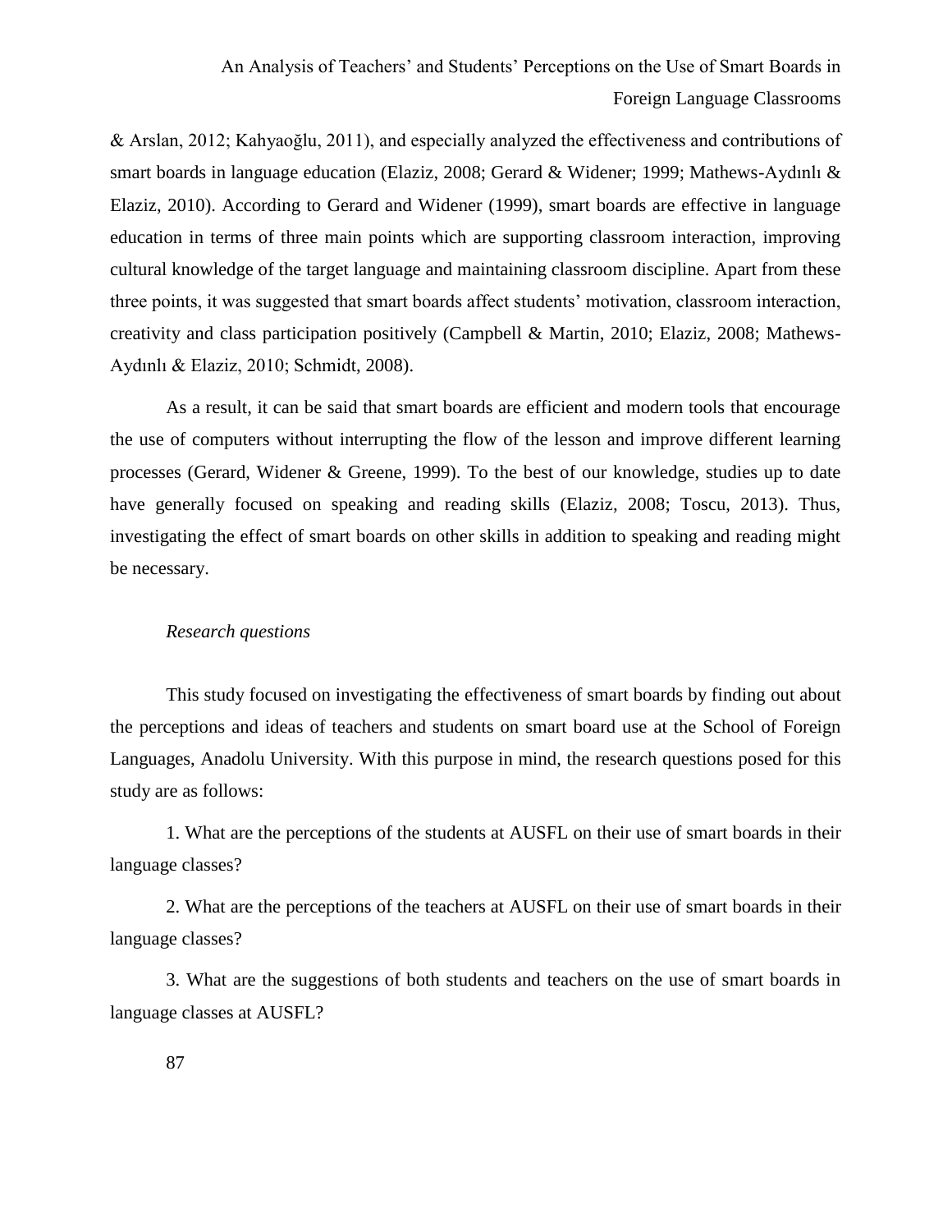& Arslan, 2012; Kahyaoğlu, 2011), and especially analyzed the effectiveness and contributions of smart boards in language education (Elaziz, 2008; Gerard & Widener; 1999; Mathews-Aydınlı & Elaziz, 2010). According to Gerard and Widener (1999), smart boards are effective in language education in terms of three main points which are supporting classroom interaction, improving cultural knowledge of the target language and maintaining classroom discipline. Apart from these three points, it was suggested that smart boards affect students' motivation, classroom interaction, creativity and class participation positively (Campbell & Martin, 2010; Elaziz, 2008; Mathews-Aydınlı & Elaziz, 2010; Schmidt, 2008).

As a result, it can be said that smart boards are efficient and modern tools that encourage the use of computers without interrupting the flow of the lesson and improve different learning processes (Gerard, Widener & Greene, 1999). To the best of our knowledge, studies up to date have generally focused on speaking and reading skills (Elaziz, 2008; Toscu, 2013). Thus, investigating the effect of smart boards on other skills in addition to speaking and reading might be necessary.

### *Research questions*

This study focused on investigating the effectiveness of smart boards by finding out about the perceptions and ideas of teachers and students on smart board use at the School of Foreign Languages, Anadolu University. With this purpose in mind, the research questions posed for this study are as follows:

1. What are the perceptions of the students at AUSFL on their use of smart boards in their language classes?

2. What are the perceptions of the teachers at AUSFL on their use of smart boards in their language classes?

3. What are the suggestions of both students and teachers on the use of smart boards in language classes at AUSFL?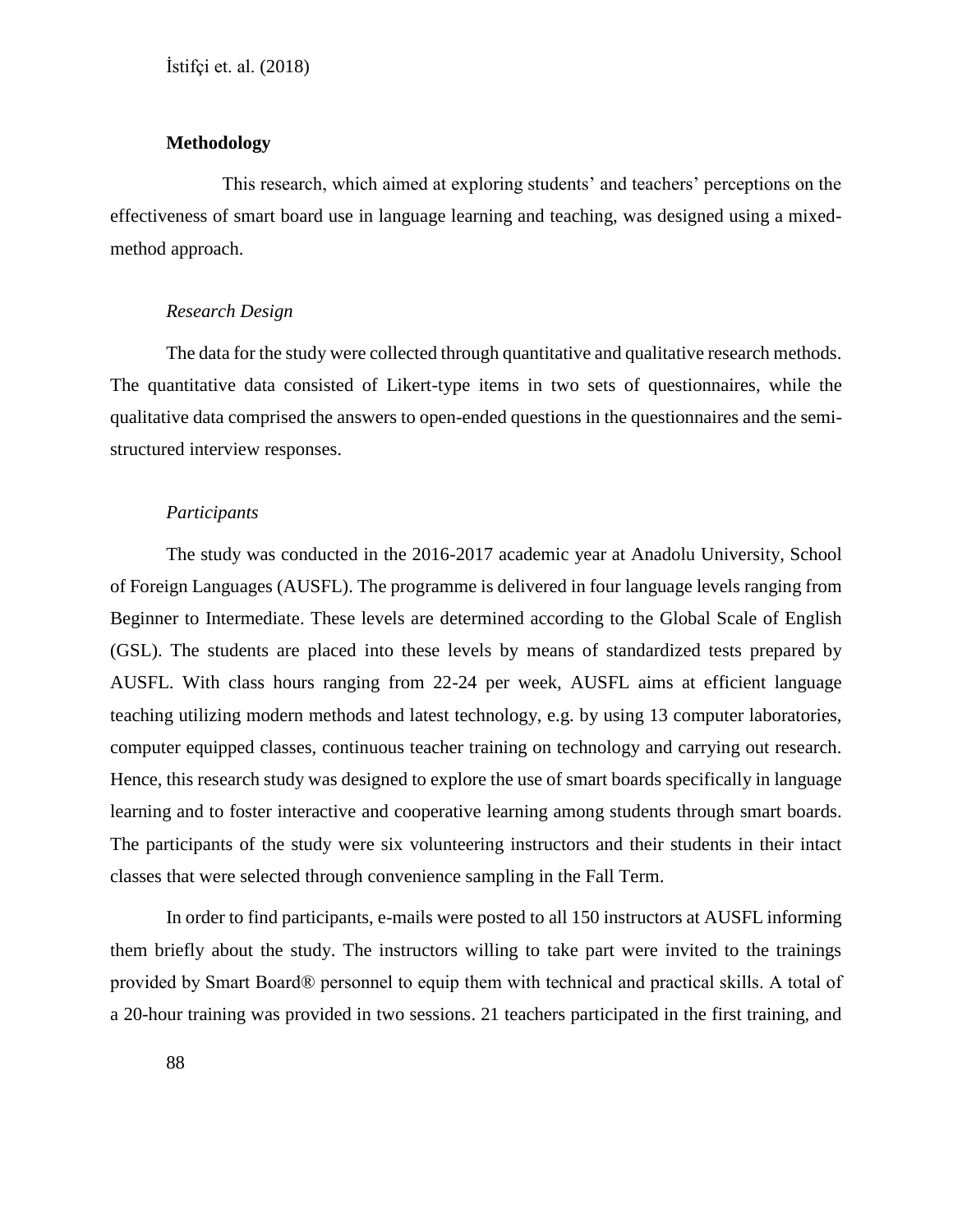## Methodology

This research, which aimed at exploring students' and teachers' perceptions on the effectiveness of smart board use in language learning and teaching, was designed using a mixed-method approach.

### *Research Design*

The data for the study were collected through quantitative and qualitative research methods. The quantitative data consisted of Likert-type items in two sets of questionnaires, while the qualitative data comprised the answers to open-ended questions in the questionnaires and the semi-structured interview responses.

### *Participants*

The study was conducted in the 2016-2017 academic year at Anadolu University, School of Foreign Languages (AUSFL). The programme is delivered in four language levels ranging from Beginner to Intermediate. These levels are determined according to the Global Scale of English (GSL). The students are placed into these levels by means of standardized tests prepared by AUSFL. With class hours ranging from 22-24 per week, AUSFL aims at efficient language teaching utilizing modern methods and latest technology, e.g. by using 13 computer laboratories, computer equipped classes, continuous teacher training on technology and carrying out research. Hence, this research study was designed to explore the use of smart boards specifically in language learning and to foster interactive and cooperative learning among students through smart boards. The participants of the study were six volunteering instructors and their students in their intact classes that were selected through convenience sampling in the Fall Term.

In order to find participants, e-mails were posted to all 150 instructors at AUSFL informing them briefly about the study. The instructors willing to take part were invited to the trainings provided by Smart Board® personnel to equip them with technical and practical skills. A total of a 20-hour training was provided in two sessions. 21 teachers participated in the first training, and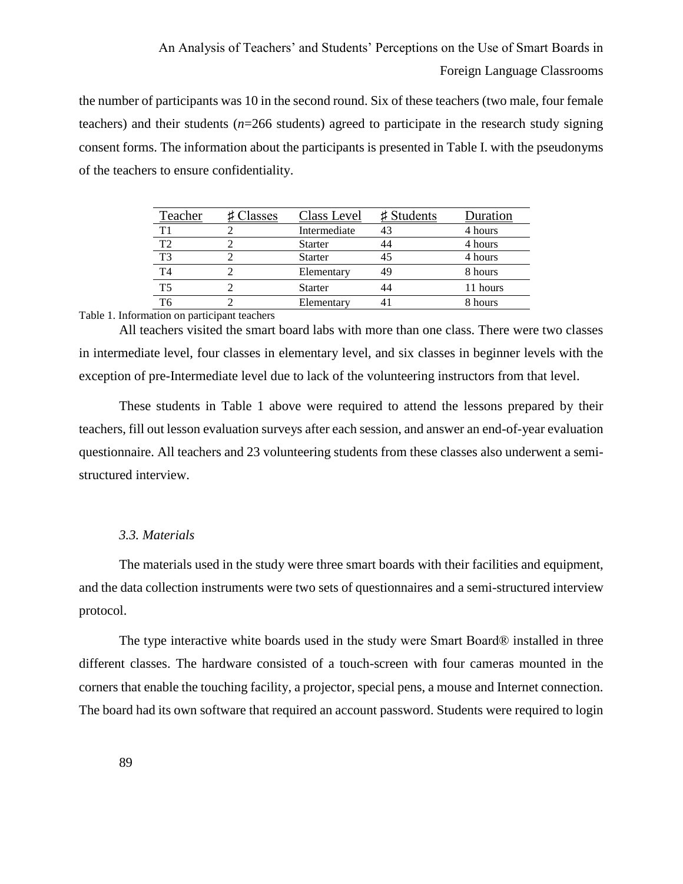the number of participants was 10 in the second round. Six of these teachers (two male, four female teachers) and their students (*n*=266 students) agreed to participate in the research study signing consent forms. The information about the participants is presented in Table I. with the pseudonyms of the teachers to ensure confidentiality.

| Teacher | ♯ Classes | Class Level | ♯ Students | Duration |
|---|---|---|---|---|
| T1 | 2 | Intermediate | 43 | 4 hours |
| T2 | 2 | Starter | 44 | 4 hours |
| T3 | 2 | Starter | 45 | 4 hours |
| T4 | 2 | Elementary | 49 | 8 hours |
| T5 | 2 | Starter | 44 | 11 hours |
| T6 | 2 | Elementary | 41 | 8 hours |

Table 1. Information on participant teachers

All teachers visited the smart board labs with more than one class. There were two classes in intermediate level, four classes in elementary level, and six classes in beginner levels with the exception of pre-Intermediate level due to lack of the volunteering instructors from that level.

These students in Table 1 above were required to attend the lessons prepared by their teachers, fill out lesson evaluation surveys after each session, and answer an end-of-year evaluation questionnaire. All teachers and 23 volunteering students from these classes also underwent a semi-structured interview.

### *3.3. Materials*

The materials used in the study were three smart boards with their facilities and equipment, and the data collection instruments were two sets of questionnaires and a semi-structured interview protocol.

The type interactive white boards used in the study were Smart Board® installed in three different classes. The hardware consisted of a touch-screen with four cameras mounted in the corners that enable the touching facility, a projector, special pens, a mouse and Internet connection. The board had its own software that required an account password. Students were required to login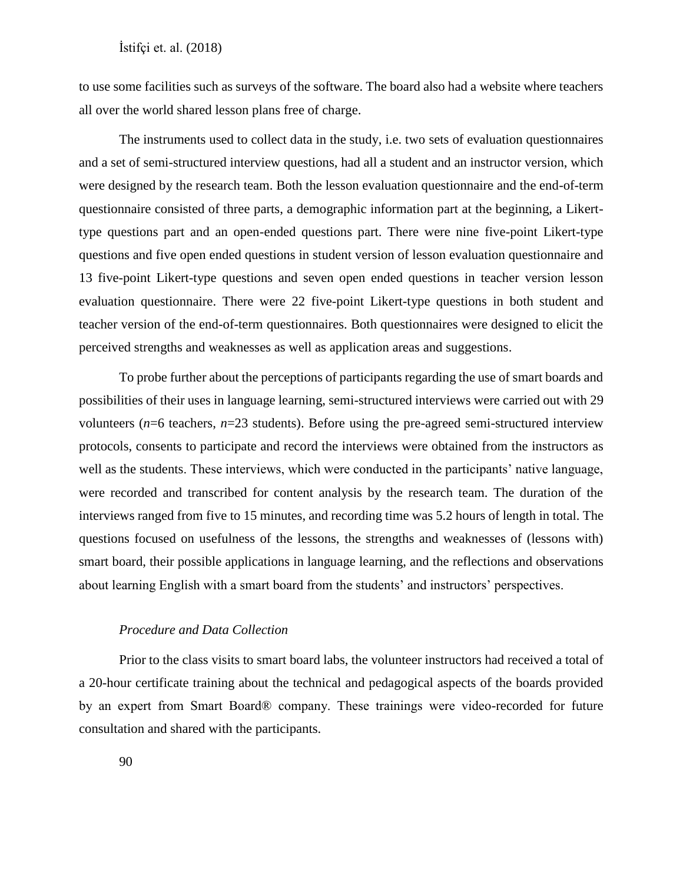to use some facilities such as surveys of the software. The board also had a website where teachers all over the world shared lesson plans free of charge.

The instruments used to collect data in the study, i.e. two sets of evaluation questionnaires and a set of semi-structured interview questions, had all a student and an instructor version, which were designed by the research team. Both the lesson evaluation questionnaire and the end-of-term questionnaire consisted of three parts, a demographic information part at the beginning, a Likert-type questions part and an open-ended questions part. There were nine five-point Likert-type questions and five open ended questions in student version of lesson evaluation questionnaire and 13 five-point Likert-type questions and seven open ended questions in teacher version lesson evaluation questionnaire. There were 22 five-point Likert-type questions in both student and teacher version of the end-of-term questionnaires. Both questionnaires were designed to elicit the perceived strengths and weaknesses as well as application areas and suggestions.

To probe further about the perceptions of participants regarding the use of smart boards and possibilities of their uses in language learning, semi-structured interviews were carried out with 29 volunteers ($n$=6 teachers, $n$=23 students). Before using the pre-agreed semi-structured interview protocols, consents to participate and record the interviews were obtained from the instructors as well as the students. These interviews, which were conducted in the participants' native language, were recorded and transcribed for content analysis by the research team. The duration of the interviews ranged from five to 15 minutes, and recording time was 5.2 hours of length in total. The questions focused on usefulness of the lessons, the strengths and weaknesses of (lessons with) smart board, their possible applications in language learning, and the reflections and observations about learning English with a smart board from the students' and instructors' perspectives.

### *Procedure and Data Collection*

Prior to the class visits to smart board labs, the volunteer instructors had received a total of a 20-hour certificate training about the technical and pedagogical aspects of the boards provided by an expert from Smart Board® company. These trainings were video-recorded for future consultation and shared with the participants.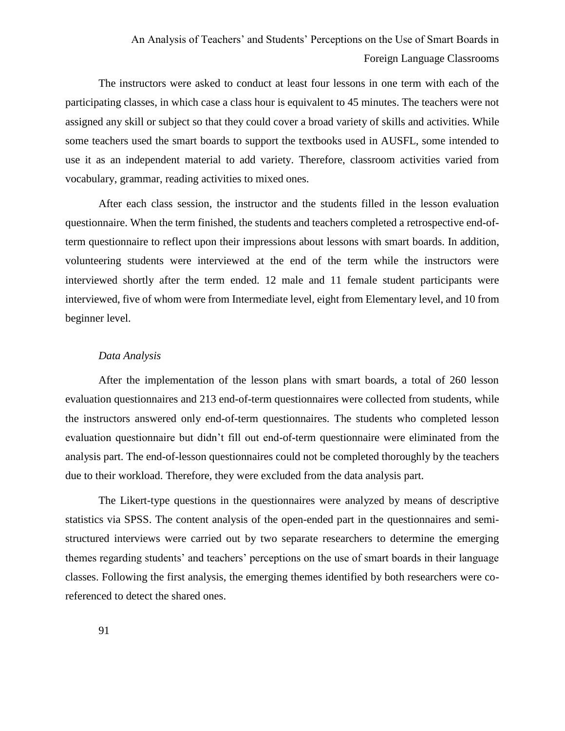The instructors were asked to conduct at least four lessons in one term with each of the participating classes, in which case a class hour is equivalent to 45 minutes. The teachers were not assigned any skill or subject so that they could cover a broad variety of skills and activities. While some teachers used the smart boards to support the textbooks used in AUSFL, some intended to use it as an independent material to add variety. Therefore, classroom activities varied from vocabulary, grammar, reading activities to mixed ones.

After each class session, the instructor and the students filled in the lesson evaluation questionnaire. When the term finished, the students and teachers completed a retrospective end-of-term questionnaire to reflect upon their impressions about lessons with smart boards. In addition, volunteering students were interviewed at the end of the term while the instructors were interviewed shortly after the term ended. 12 male and 11 female student participants were interviewed, five of whom were from Intermediate level, eight from Elementary level, and 10 from beginner level.

*Data Analysis*

After the implementation of the lesson plans with smart boards, a total of 260 lesson evaluation questionnaires and 213 end-of-term questionnaires were collected from students, while the instructors answered only end-of-term questionnaires. The students who completed lesson evaluation questionnaire but didn't fill out end-of-term questionnaire were eliminated from the analysis part. The end-of-lesson questionnaires could not be completed thoroughly by the teachers due to their workload. Therefore, they were excluded from the data analysis part.

The Likert-type questions in the questionnaires were analyzed by means of descriptive statistics via SPSS. The content analysis of the open-ended part in the questionnaires and semi-structured interviews were carried out by two separate researchers to determine the emerging themes regarding students' and teachers' perceptions on the use of smart boards in their language classes. Following the first analysis, the emerging themes identified by both researchers were co-referenced to detect the shared ones.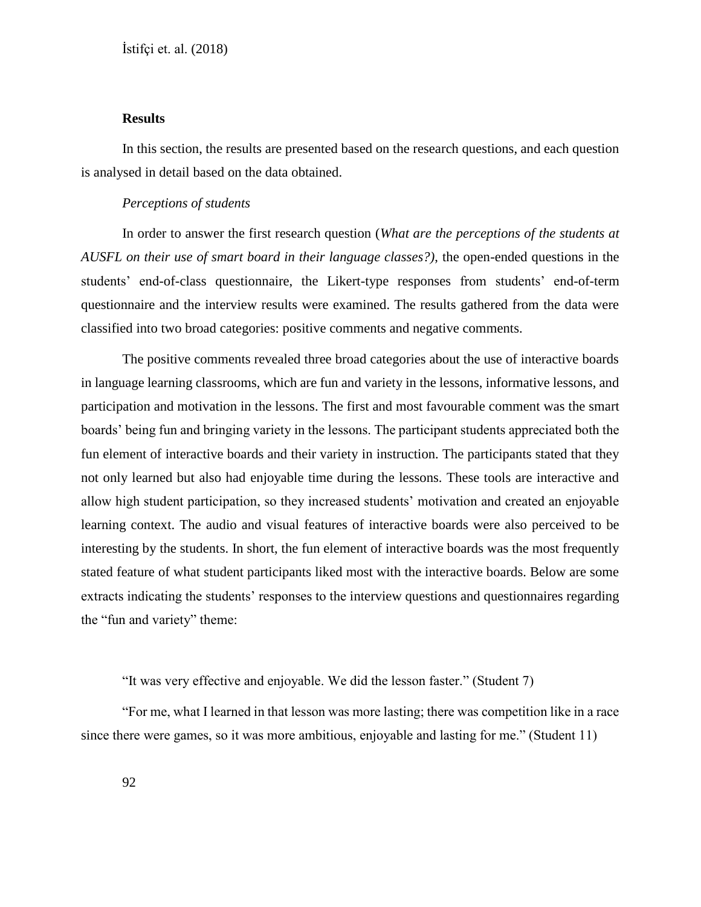## Results

In this section, the results are presented based on the research questions, and each question is analysed in detail based on the data obtained.

### *Perceptions of students*

In order to answer the first research question (*What are the perceptions of the students at AUSFL on their use of smart board in their language classes?)*, the open-ended questions in the students' end-of-class questionnaire, the Likert-type responses from students' end-of-term questionnaire and the interview results were examined. The results gathered from the data were classified into two broad categories: positive comments and negative comments.

The positive comments revealed three broad categories about the use of interactive boards in language learning classrooms, which are fun and variety in the lessons, informative lessons, and participation and motivation in the lessons. The first and most favourable comment was the smart boards' being fun and bringing variety in the lessons. The participant students appreciated both the fun element of interactive boards and their variety in instruction. The participants stated that they not only learned but also had enjoyable time during the lessons. These tools are interactive and allow high student participation, so they increased students' motivation and created an enjoyable learning context. The audio and visual features of interactive boards were also perceived to be interesting by the students. In short, the fun element of interactive boards was the most frequently stated feature of what student participants liked most with the interactive boards. Below are some extracts indicating the students' responses to the interview questions and questionnaires regarding the "fun and variety" theme:

"It was very effective and enjoyable. We did the lesson faster." (Student 7)

"For me, what I learned in that lesson was more lasting; there was competition like in a race since there were games, so it was more ambitious, enjoyable and lasting for me." (Student 11)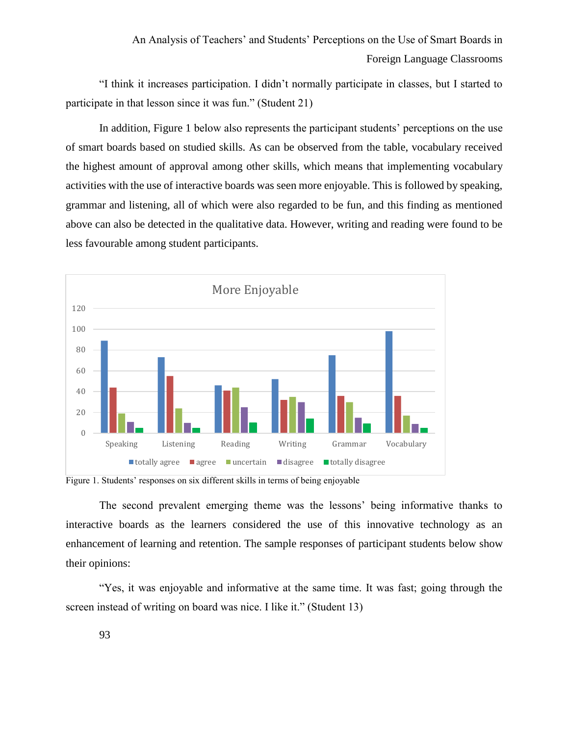"I think it increases participation. I didn't normally participate in classes, but I started to participate in that lesson since it was fun." (Student 21)

In addition, Figure 1 below also represents the participant students' perceptions on the use of smart boards based on studied skills. As can be observed from the table, vocabulary received the highest amount of approval among other skills, which means that implementing vocabulary activities with the use of interactive boards was seen more enjoyable. This is followed by speaking, grammar and listening, all of which were also regarded to be fun, and this finding as mentioned above can also be detected in the qualitative data. However, writing and reading were found to be less favourable among student participants.

Figure 1. Students' responses on six different skills in terms of being enjoyable

The second prevalent emerging theme was the lessons' being informative thanks to interactive boards as the learners considered the use of this innovative technology as an enhancement of learning and retention. The sample responses of participant students below show their opinions:

"Yes, it was enjoyable and informative at the same time. It was fast; going through the screen instead of writing on board was nice. I like it." (Student 13)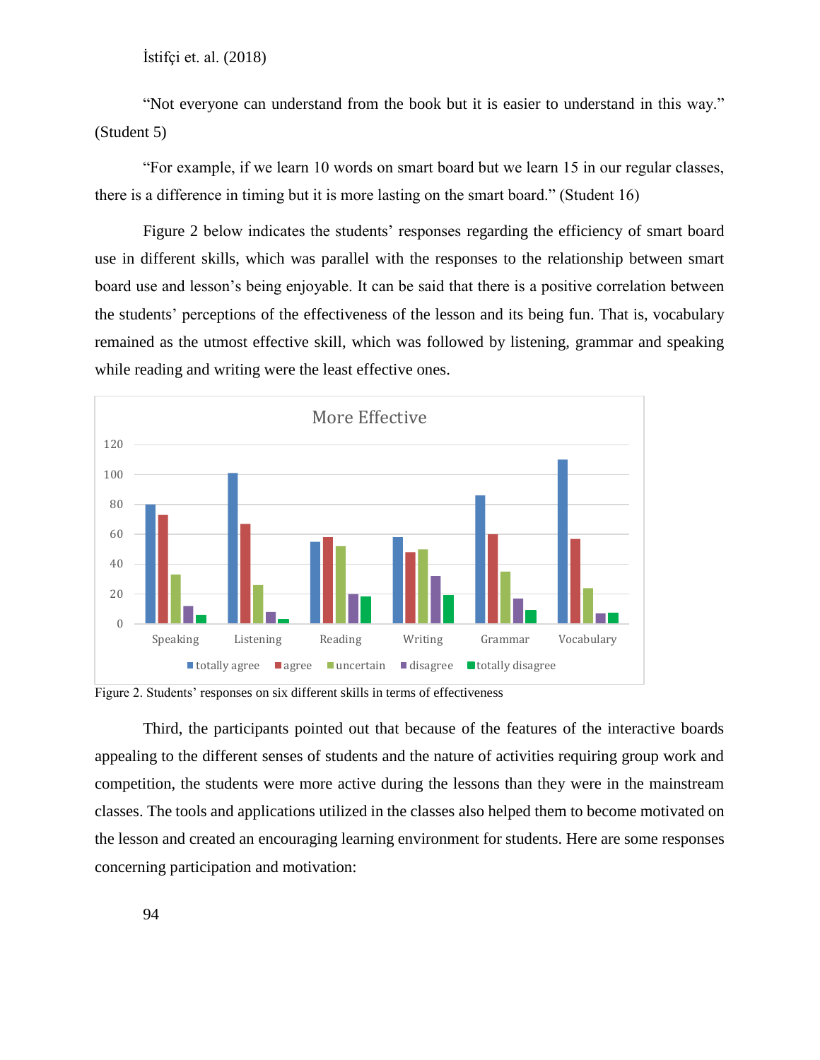İstifçi et. al. (2018)

"Not everyone can understand from the book but it is easier to understand in this way." (Student 5)

"For example, if we learn 10 words on smart board but we learn 15 in our regular classes, there is a difference in timing but it is more lasting on the smart board." (Student 16)

Figure 2 below indicates the students' responses regarding the efficiency of smart board use in different skills, which was parallel with the responses to the relationship between smart board use and lesson's being enjoyable. It can be said that there is a positive correlation between the students' perceptions of the effectiveness of the lesson and its being fun. That is, vocabulary remained as the utmost effective skill, which was followed by listening, grammar and speaking while reading and writing were the least effective ones.

Figure 2. Students' responses on six different skills in terms of effectiveness

Third, the participants pointed out that because of the features of the interactive boards appealing to the different senses of students and the nature of activities requiring group work and competition, the students were more active during the lessons than they were in the mainstream classes. The tools and applications utilized in the classes also helped them to become motivated on the lesson and created an encouraging learning environment for students. Here are some responses concerning participation and motivation: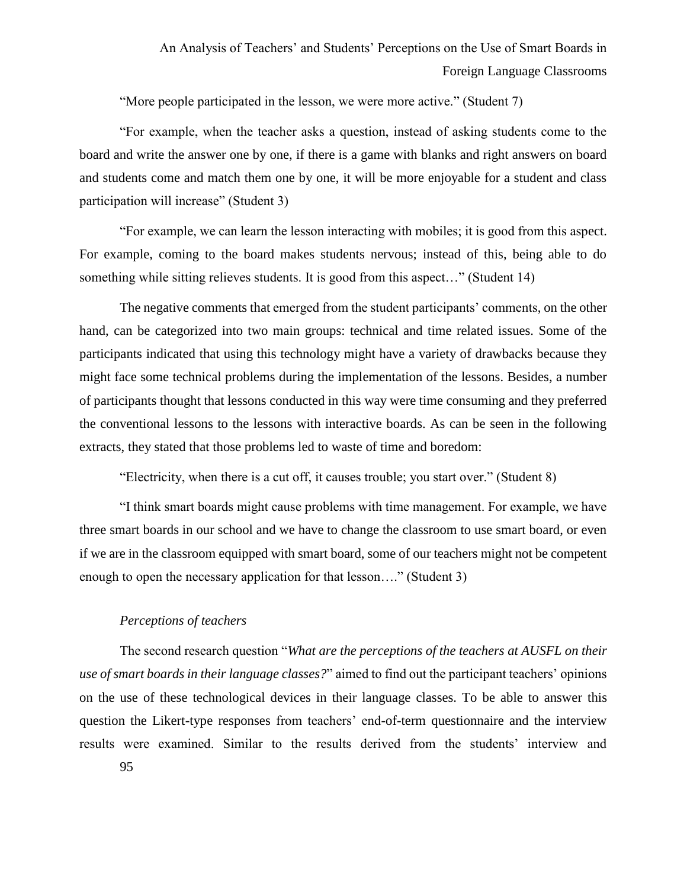“More people participated in the lesson, we were more active.” (Student 7)

“For example, when the teacher asks a question, instead of asking students come to the board and write the answer one by one, if there is a game with blanks and right answers on board and students come and match them one by one, it will be more enjoyable for a student and class participation will increase” (Student 3)

“For example, we can learn the lesson interacting with mobiles; it is good from this aspect. For example, coming to the board makes students nervous; instead of this, being able to do something while sitting relieves students. It is good from this aspect…” (Student 14)

The negative comments that emerged from the student participants’ comments, on the other hand, can be categorized into two main groups: technical and time related issues. Some of the participants indicated that using this technology might have a variety of drawbacks because they might face some technical problems during the implementation of the lessons. Besides, a number of participants thought that lessons conducted in this way were time consuming and they preferred the conventional lessons to the lessons with interactive boards. As can be seen in the following extracts, they stated that those problems led to waste of time and boredom:

“Electricity, when there is a cut off, it causes trouble; you start over.” (Student 8)

“I think smart boards might cause problems with time management. For example, we have three smart boards in our school and we have to change the classroom to use smart board, or even if we are in the classroom equipped with smart board, some of our teachers might not be competent enough to open the necessary application for that lesson….” (Student 3)

*Perceptions of teachers*

The second research question “*What are the perceptions of the teachers at AUSFL on their use of smart boards in their language classes?*” aimed to find out the participant teachers’ opinions on the use of these technological devices in their language classes. To be able to answer this question the Likert-type responses from teachers’ end-of-term questionnaire and the interview results were examined. Similar to the results derived from the students’ interview and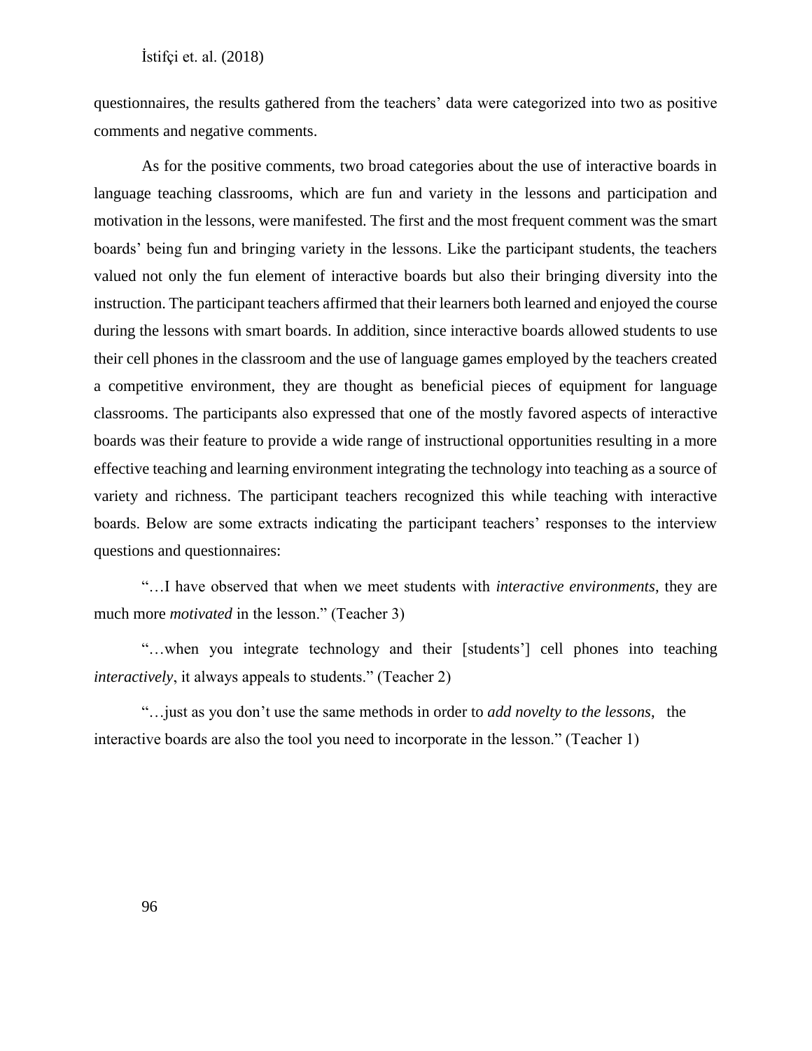questionnaires, the results gathered from the teachers' data were categorized into two as positive comments and negative comments.

As for the positive comments, two broad categories about the use of interactive boards in language teaching classrooms, which are fun and variety in the lessons and participation and motivation in the lessons, were manifested. The first and the most frequent comment was the smart boards' being fun and bringing variety in the lessons. Like the participant students, the teachers valued not only the fun element of interactive boards but also their bringing diversity into the instruction. The participant teachers affirmed that their learners both learned and enjoyed the course during the lessons with smart boards. In addition, since interactive boards allowed students to use their cell phones in the classroom and the use of language games employed by the teachers created a competitive environment, they are thought as beneficial pieces of equipment for language classrooms. The participants also expressed that one of the mostly favored aspects of interactive boards was their feature to provide a wide range of instructional opportunities resulting in a more effective teaching and learning environment integrating the technology into teaching as a source of variety and richness. The participant teachers recognized this while teaching with interactive boards. Below are some extracts indicating the participant teachers' responses to the interview questions and questionnaires:

"…I have observed that when we meet students with *interactive environments*, they are much more *motivated* in the lesson." (Teacher 3)

"…when you integrate technology and their [students'] cell phones into teaching *interactively*, it always appeals to students." (Teacher 2)

"…just as you don't use the same methods in order to *add novelty to the lessons*, the interactive boards are also the tool you need to incorporate in the lesson." (Teacher 1)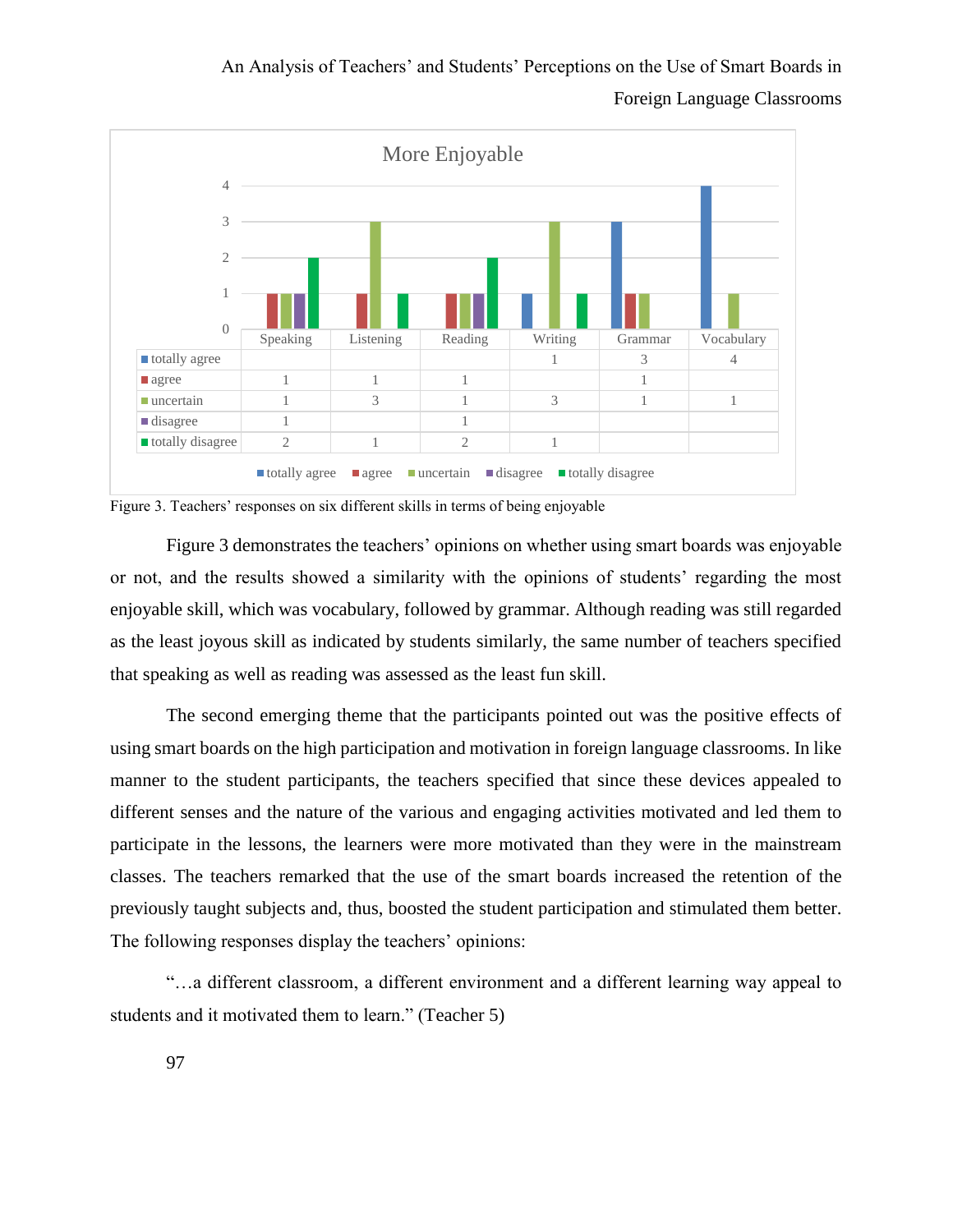**More Enjoyable**

| | Speaking | Listening | Reading | Writing | Grammar | Vocabulary |
|---|---|---|---|---|---|---|
| totally agree | | | | 1 | 3 | 4 |
| agree | 1 | 1 | 1 | | 1 | |
| uncertain | 1 | 3 | 1 | 3 | 1 | 1 |
| disagree | 1 | | 1 | | | |
| totally disagree | 2 | 1 | 2 | 1 | | |

Figure 3. Teachers' responses on six different skills in terms of being enjoyable

Figure 3 demonstrates the teachers' opinions on whether using smart boards was enjoyable or not, and the results showed a similarity with the opinions of students' regarding the most enjoyable skill, which was vocabulary, followed by grammar. Although reading was still regarded as the least joyous skill as indicated by students similarly, the same number of teachers specified that speaking as well as reading was assessed as the least fun skill.

The second emerging theme that the participants pointed out was the positive effects of using smart boards on the high participation and motivation in foreign language classrooms. In like manner to the student participants, the teachers specified that since these devices appealed to different senses and the nature of the various and engaging activities motivated and led them to participate in the lessons, the learners were more motivated than they were in the mainstream classes. The teachers remarked that the use of the smart boards increased the retention of the previously taught subjects and, thus, boosted the student participation and stimulated them better. The following responses display the teachers' opinions:

"…a different classroom, a different environment and a different learning way appeal to students and it motivated them to learn." (Teacher 5)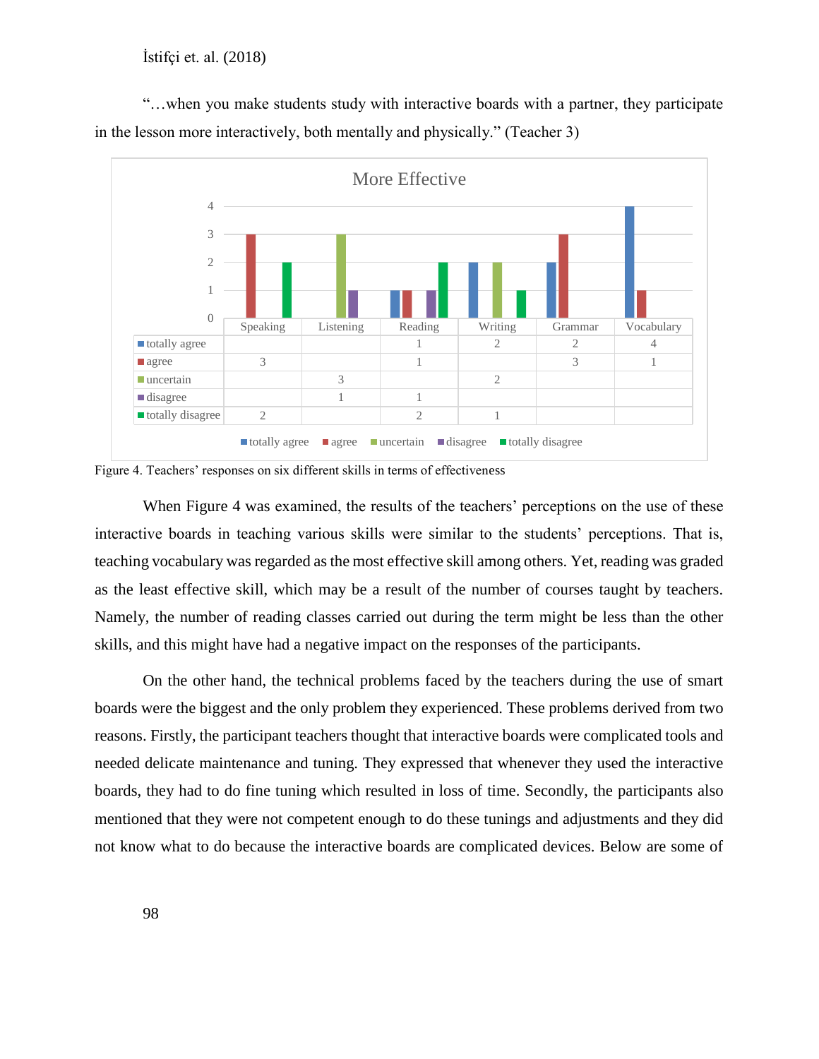İstifçi et. al. (2018)

"…when you make students study with interactive boards with a partner, they participate in the lesson more interactively, both mentally and physically." (Teacher 3)

More Effective

| | Speaking | Listening | Reading | Writing | Grammar | Vocabulary |
|---|---|---|---|---|---|---|
| totally agree | | | 1 | 2 | 2 | 4 |
| agree | 3 | | 1 | | 3 | 1 |
| uncertain | | 3 | | 2 | | |
| disagree | | 1 | 1 | | | |
| totally disagree | 2 | | 2 | 1 | | |

Figure 4. Teachers' responses on six different skills in terms of effectiveness

When Figure 4 was examined, the results of the teachers' perceptions on the use of these interactive boards in teaching various skills were similar to the students' perceptions. That is, teaching vocabulary was regarded as the most effective skill among others. Yet, reading was graded as the least effective skill, which may be a result of the number of courses taught by teachers. Namely, the number of reading classes carried out during the term might be less than the other skills, and this might have had a negative impact on the responses of the participants.

On the other hand, the technical problems faced by the teachers during the use of smart boards were the biggest and the only problem they experienced. These problems derived from two reasons. Firstly, the participant teachers thought that interactive boards were complicated tools and needed delicate maintenance and tuning. They expressed that whenever they used the interactive boards, they had to do fine tuning which resulted in loss of time. Secondly, the participants also mentioned that they were not competent enough to do these tunings and adjustments and they did not know what to do because the interactive boards are complicated devices. Below are some of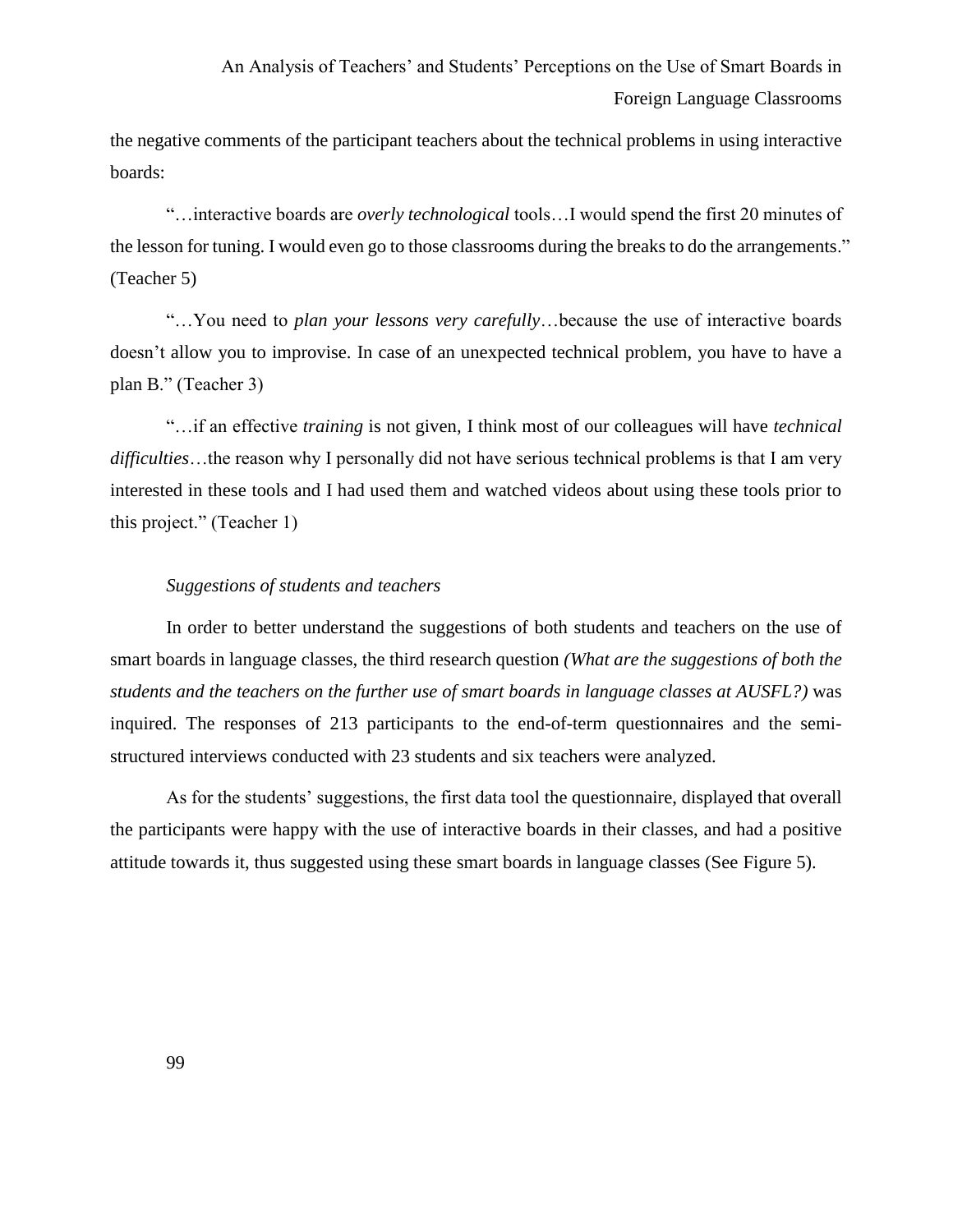the negative comments of the participant teachers about the technical problems in using interactive boards:

"…interactive boards are *overly technological* tools…I would spend the first 20 minutes of the lesson for tuning. I would even go to those classrooms during the breaks to do the arrangements." (Teacher 5)

"…You need to *plan your lessons very carefully*…because the use of interactive boards doesn't allow you to improvise. In case of an unexpected technical problem, you have to have a plan B." (Teacher 3)

"…if an effective *training* is not given, I think most of our colleagues will have *technical difficulties*…the reason why I personally did not have serious technical problems is that I am very interested in these tools and I had used them and watched videos about using these tools prior to this project." (Teacher 1)

*Suggestions of students and teachers*

In order to better understand the suggestions of both students and teachers on the use of smart boards in language classes, the third research question *(What are the suggestions of both the students and the teachers on the further use of smart boards in language classes at AUSFL?)* was inquired. The responses of 213 participants to the end-of-term questionnaires and the semi-structured interviews conducted with 23 students and six teachers were analyzed.

As for the students' suggestions, the first data tool the questionnaire, displayed that overall the participants were happy with the use of interactive boards in their classes, and had a positive attitude towards it, thus suggested using these smart boards in language classes (See Figure 5).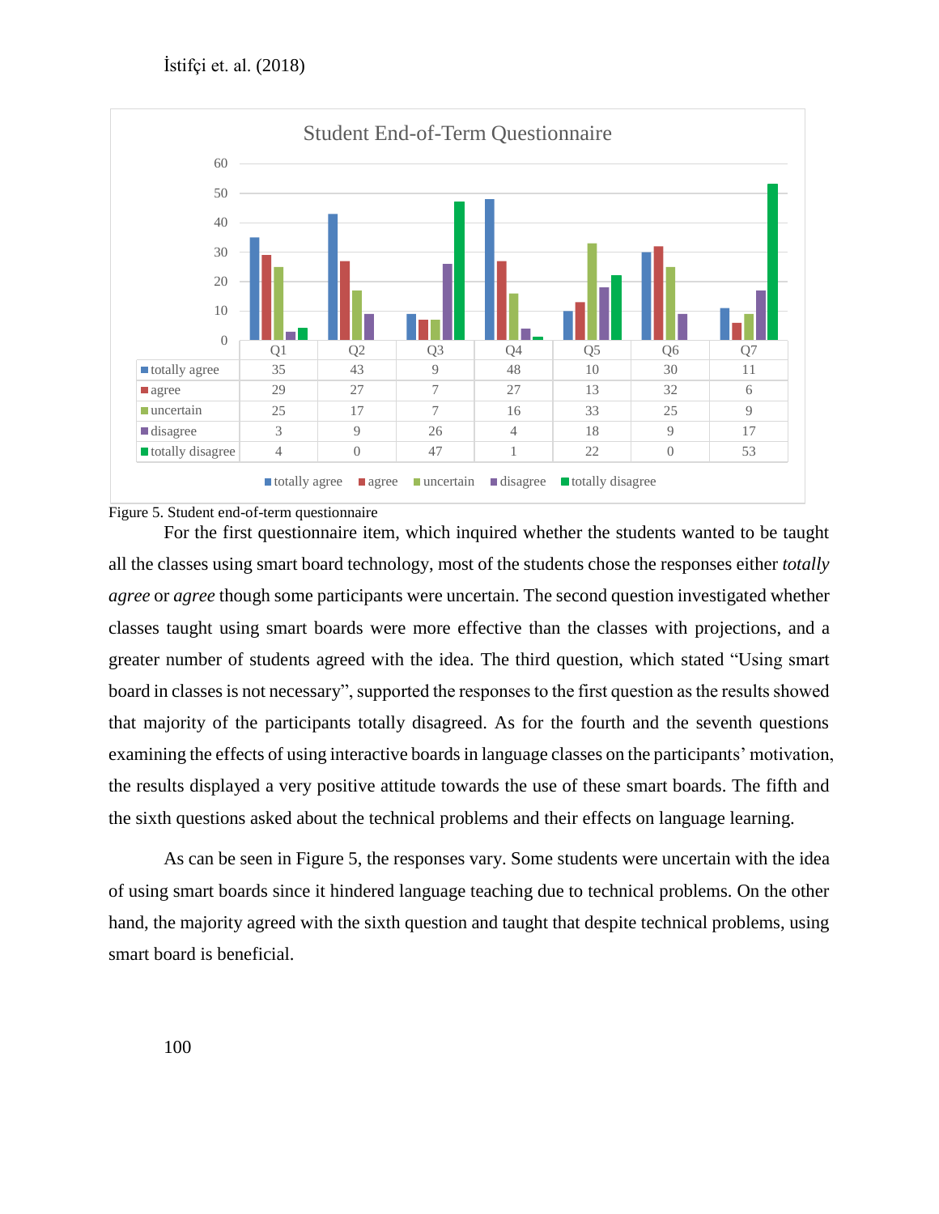**Student End-of-Term Questionnaire**

| | Q1 | Q2 | Q3 | Q4 | Q5 | Q6 | Q7 |
|---|---|---|---|---|---|---|---|
| totally agree | 35 | 43 | 9 | 48 | 10 | 30 | 11 |
| agree | 29 | 27 | 7 | 27 | 13 | 32 | 6 |
| uncertain | 25 | 17 | 7 | 16 | 33 | 25 | 9 |
| disagree | 3 | 9 | 26 | 4 | 18 | 9 | 17 |
| totally disagree | 4 | 0 | 47 | 1 | 22 | 0 | 53 |

Figure 5. Student end-of-term questionnaire

For the first questionnaire item, which inquired whether the students wanted to be taught all the classes using smart board technology, most of the students chose the responses either *totally agree* or *agree* though some participants were uncertain. The second question investigated whether classes taught using smart boards were more effective than the classes with projections, and a greater number of students agreed with the idea. The third question, which stated "Using smart board in classes is not necessary", supported the responses to the first question as the results showed that majority of the participants totally disagreed. As for the fourth and the seventh questions examining the effects of using interactive boards in language classes on the participants' motivation, the results displayed a very positive attitude towards the use of these smart boards. The fifth and the sixth questions asked about the technical problems and their effects on language learning.

As can be seen in Figure 5, the responses vary. Some students were uncertain with the idea of using smart boards since it hindered language teaching due to technical problems. On the other hand, the majority agreed with the sixth question and taught that despite technical problems, using smart board is beneficial.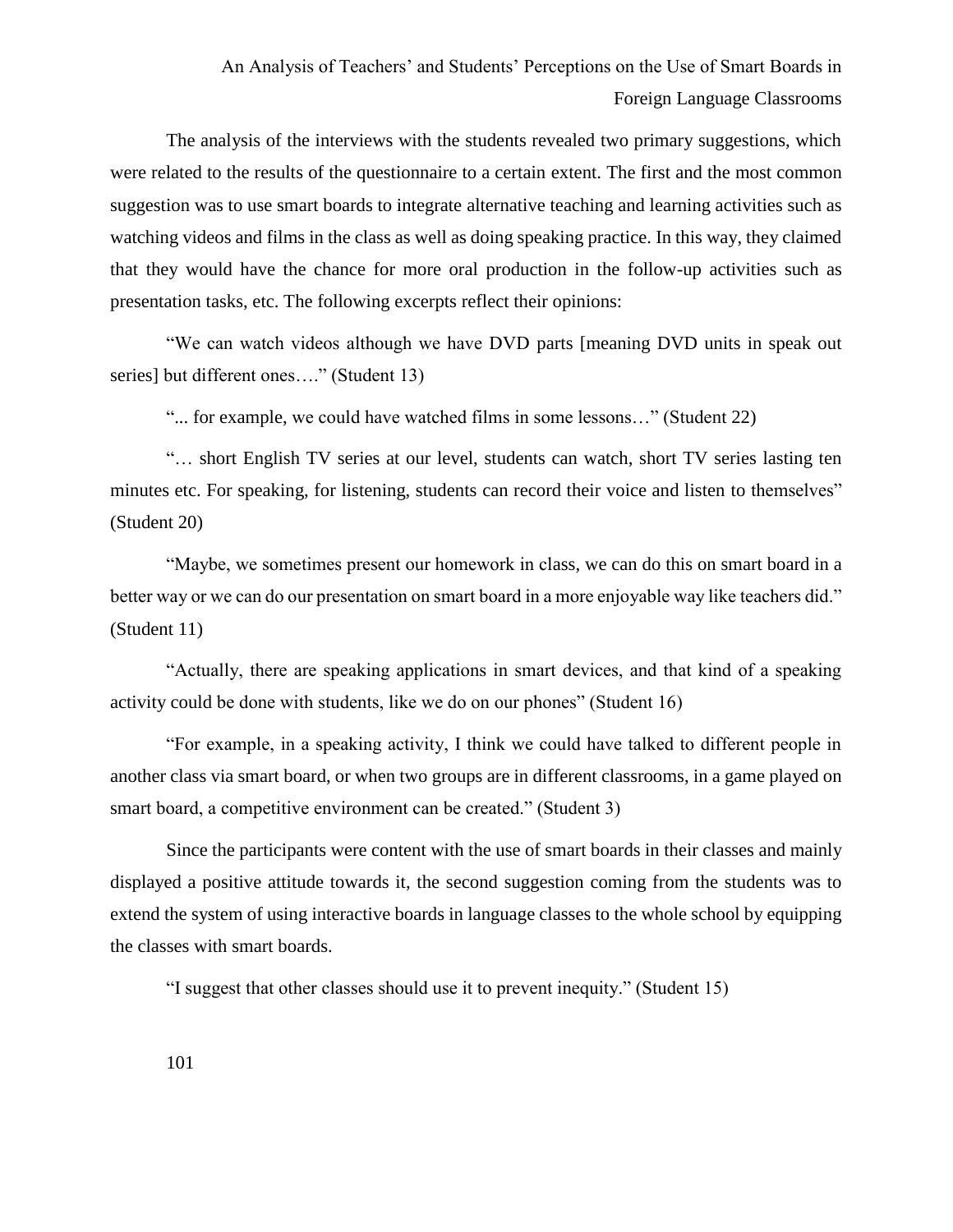The analysis of the interviews with the students revealed two primary suggestions, which were related to the results of the questionnaire to a certain extent. The first and the most common suggestion was to use smart boards to integrate alternative teaching and learning activities such as watching videos and films in the class as well as doing speaking practice. In this way, they claimed that they would have the chance for more oral production in the follow-up activities such as presentation tasks, etc. The following excerpts reflect their opinions:

"We can watch videos although we have DVD parts [meaning DVD units in speak out series] but different ones…." (Student 13)

"... for example, we could have watched films in some lessons…" (Student 22)

"… short English TV series at our level, students can watch, short TV series lasting ten minutes etc. For speaking, for listening, students can record their voice and listen to themselves" (Student 20)

"Maybe, we sometimes present our homework in class, we can do this on smart board in a better way or we can do our presentation on smart board in a more enjoyable way like teachers did." (Student 11)

"Actually, there are speaking applications in smart devices, and that kind of a speaking activity could be done with students, like we do on our phones" (Student 16)

"For example, in a speaking activity, I think we could have talked to different people in another class via smart board, or when two groups are in different classrooms, in a game played on smart board, a competitive environment can be created." (Student 3)

Since the participants were content with the use of smart boards in their classes and mainly displayed a positive attitude towards it, the second suggestion coming from the students was to extend the system of using interactive boards in language classes to the whole school by equipping the classes with smart boards.

"I suggest that other classes should use it to prevent inequity." (Student 15)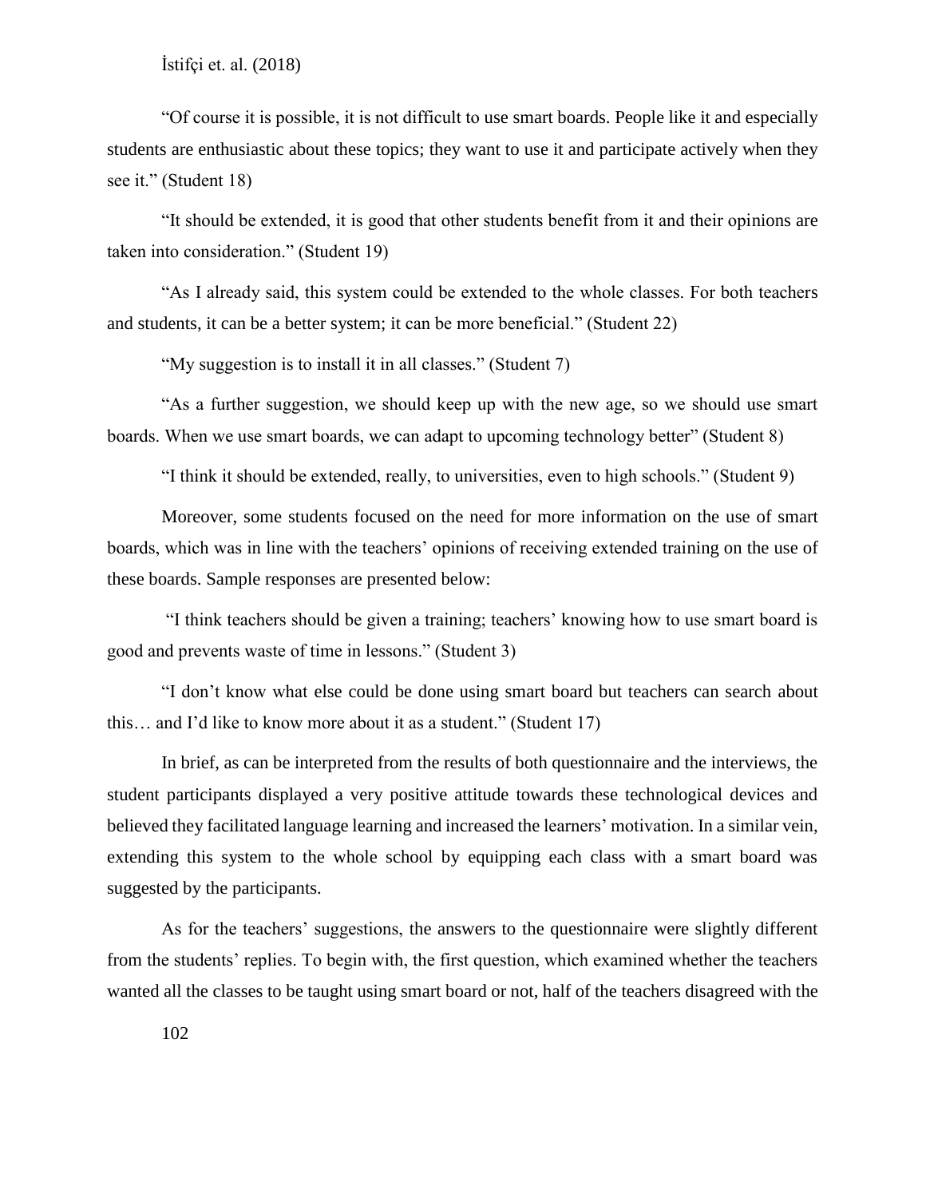"Of course it is possible, it is not difficult to use smart boards. People like it and especially students are enthusiastic about these topics; they want to use it and participate actively when they see it." (Student 18)

"It should be extended, it is good that other students benefit from it and their opinions are taken into consideration." (Student 19)

"As I already said, this system could be extended to the whole classes. For both teachers and students, it can be a better system; it can be more beneficial." (Student 22)

"My suggestion is to install it in all classes." (Student 7)

"As a further suggestion, we should keep up with the new age, so we should use smart boards. When we use smart boards, we can adapt to upcoming technology better" (Student 8)

"I think it should be extended, really, to universities, even to high schools." (Student 9)

Moreover, some students focused on the need for more information on the use of smart boards, which was in line with the teachers' opinions of receiving extended training on the use of these boards. Sample responses are presented below:

"I think teachers should be given a training; teachers' knowing how to use smart board is good and prevents waste of time in lessons." (Student 3)

"I don't know what else could be done using smart board but teachers can search about this… and I'd like to know more about it as a student." (Student 17)

In brief, as can be interpreted from the results of both questionnaire and the interviews, the student participants displayed a very positive attitude towards these technological devices and believed they facilitated language learning and increased the learners' motivation. In a similar vein, extending this system to the whole school by equipping each class with a smart board was suggested by the participants.

As for the teachers' suggestions, the answers to the questionnaire were slightly different from the students' replies. To begin with, the first question, which examined whether the teachers wanted all the classes to be taught using smart board or not, half of the teachers disagreed with the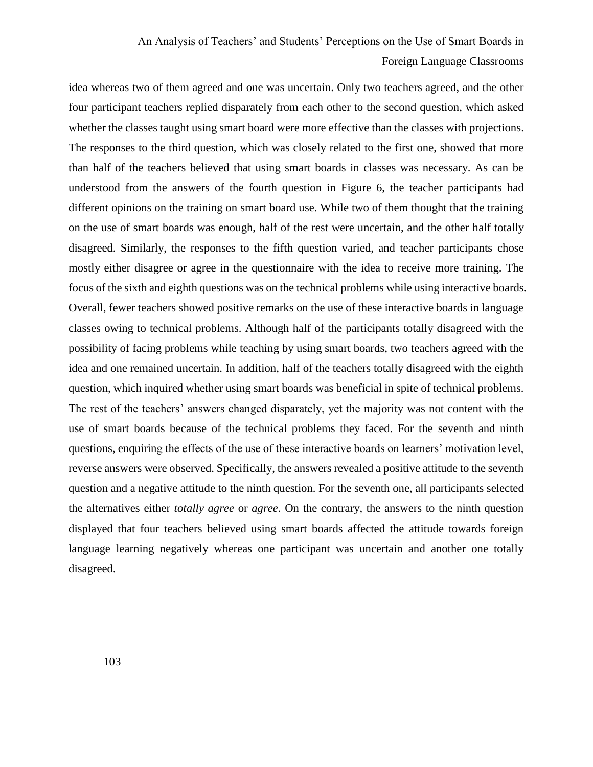idea whereas two of them agreed and one was uncertain. Only two teachers agreed, and the other four participant teachers replied disparately from each other to the second question, which asked whether the classes taught using smart board were more effective than the classes with projections. The responses to the third question, which was closely related to the first one, showed that more than half of the teachers believed that using smart boards in classes was necessary. As can be understood from the answers of the fourth question in Figure 6, the teacher participants had different opinions on the training on smart board use. While two of them thought that the training on the use of smart boards was enough, half of the rest were uncertain, and the other half totally disagreed. Similarly, the responses to the fifth question varied, and teacher participants chose mostly either disagree or agree in the questionnaire with the idea to receive more training. The focus of the sixth and eighth questions was on the technical problems while using interactive boards. Overall, fewer teachers showed positive remarks on the use of these interactive boards in language classes owing to technical problems. Although half of the participants totally disagreed with the possibility of facing problems while teaching by using smart boards, two teachers agreed with the idea and one remained uncertain. In addition, half of the teachers totally disagreed with the eighth question, which inquired whether using smart boards was beneficial in spite of technical problems. The rest of the teachers' answers changed disparately, yet the majority was not content with the use of smart boards because of the technical problems they faced. For the seventh and ninth questions, enquiring the effects of the use of these interactive boards on learners' motivation level, reverse answers were observed. Specifically, the answers revealed a positive attitude to the seventh question and a negative attitude to the ninth question. For the seventh one, all participants selected the alternatives either *totally agree* or *agree*. On the contrary, the answers to the ninth question displayed that four teachers believed using smart boards affected the attitude towards foreign language learning negatively whereas one participant was uncertain and another one totally disagreed.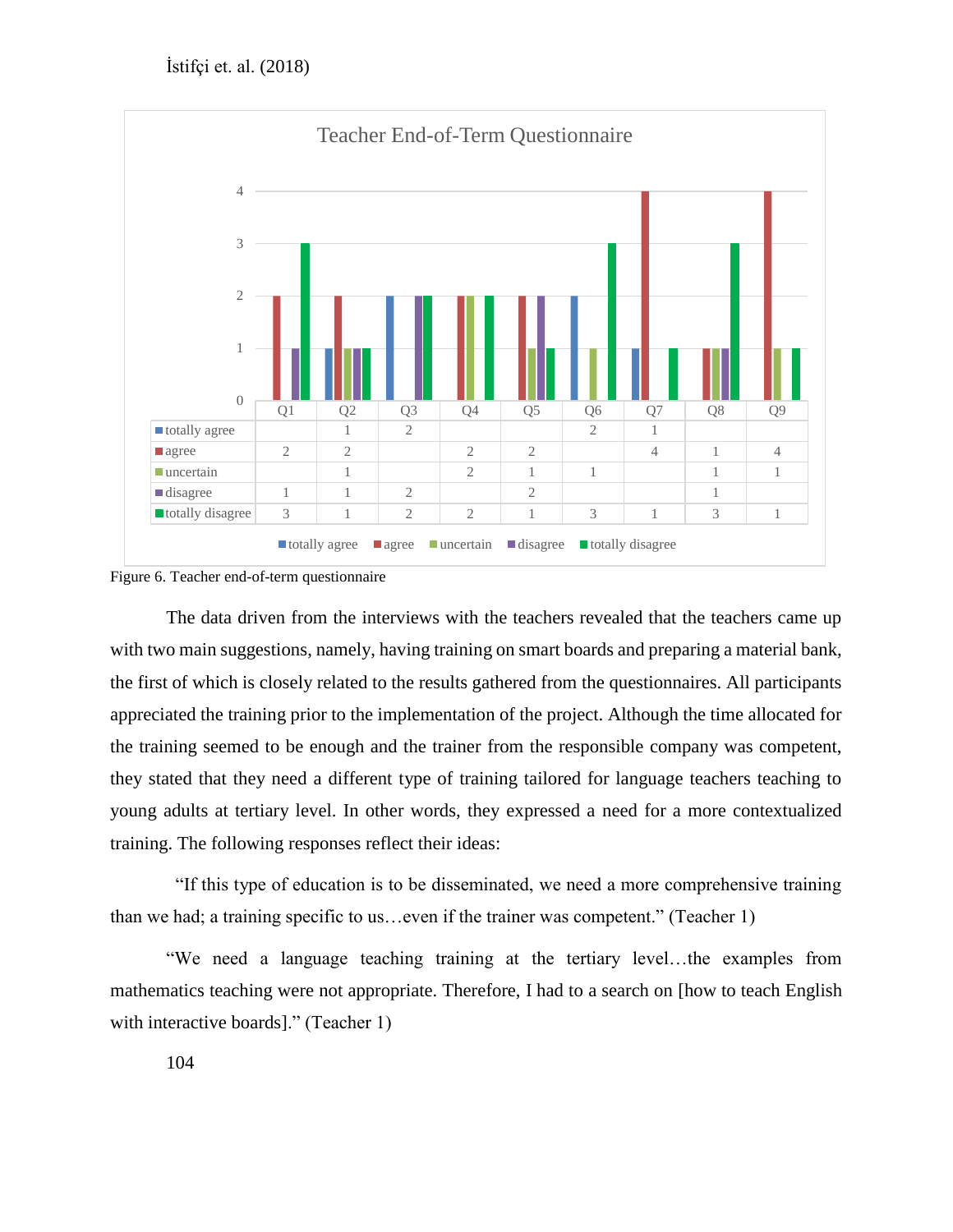**Teacher End-of-Term Questionnaire**

| | Q1 | Q2 | Q3 | Q4 | Q5 | Q6 | Q7 | Q8 | Q9 |
|---|---|---|---|---|---|---|---|---|---|
| totally agree | | 1 | 2 | | | 2 | 1 | | |
| agree | 2 | 2 | | 2 | 2 | | 4 | 1 | 4 |
| uncertain | | 1 | | 2 | 1 | 1 | | 1 | 1 |
| disagree | 1 | 1 | 2 | | 2 | | | 1 | |
| totally disagree | 3 | 1 | 2 | 2 | 1 | 3 | 1 | 3 | 1 |

Figure 6. Teacher end-of-term questionnaire

The data driven from the interviews with the teachers revealed that the teachers came up with two main suggestions, namely, having training on smart boards and preparing a material bank, the first of which is closely related to the results gathered from the questionnaires. All participants appreciated the training prior to the implementation of the project. Although the time allocated for the training seemed to be enough and the trainer from the responsible company was competent, they stated that they need a different type of training tailored for language teachers teaching to young adults at tertiary level. In other words, they expressed a need for a more contextualized training. The following responses reflect their ideas:

"If this type of education is to be disseminated, we need a more comprehensive training than we had; a training specific to us…even if the trainer was competent." (Teacher 1)

"We need a language teaching training at the tertiary level…the examples from mathematics teaching were not appropriate. Therefore, I had to a search on [how to teach English with interactive boards]." (Teacher 1)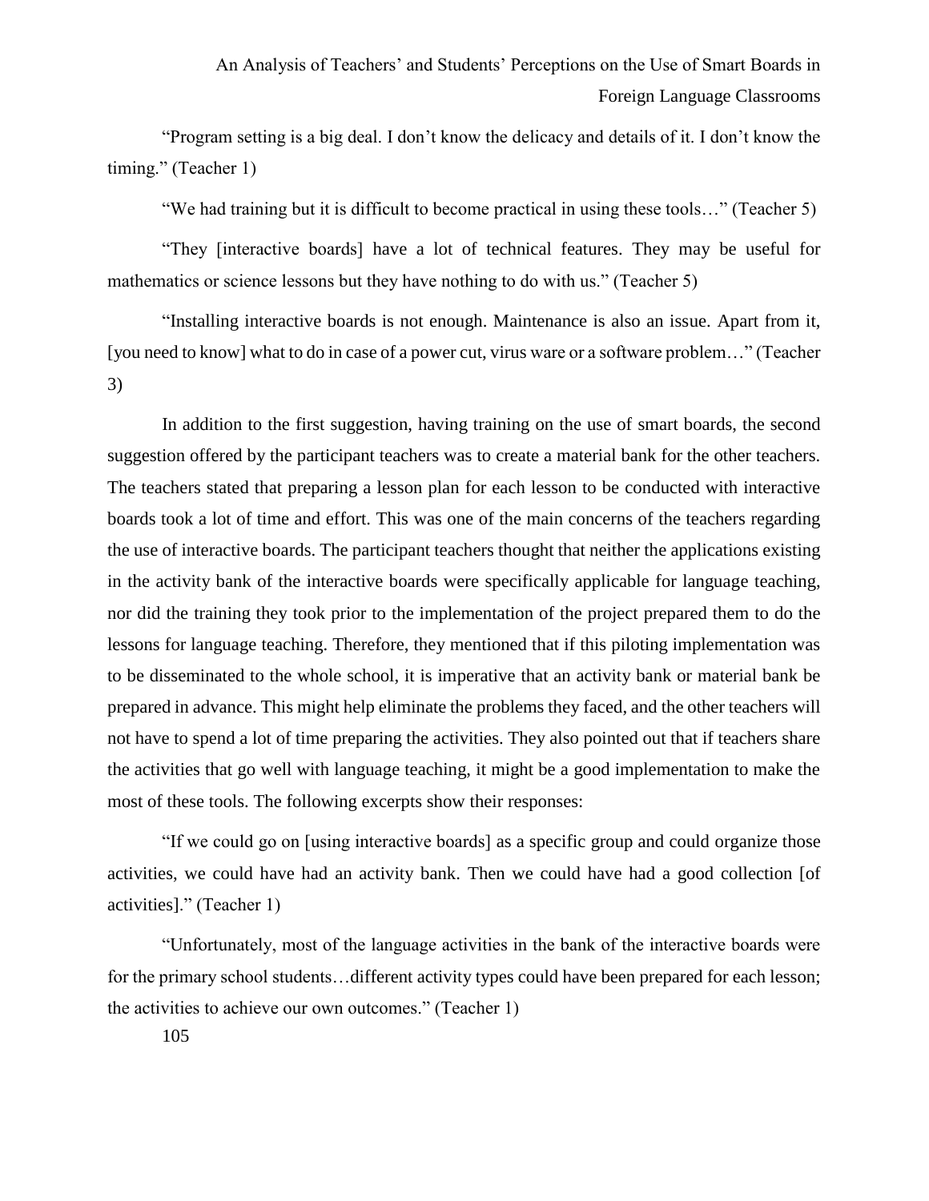"Program setting is a big deal. I don't know the delicacy and details of it. I don't know the timing." (Teacher 1)

"We had training but it is difficult to become practical in using these tools…" (Teacher 5)

"They [interactive boards] have a lot of technical features. They may be useful for mathematics or science lessons but they have nothing to do with us." (Teacher 5)

"Installing interactive boards is not enough. Maintenance is also an issue. Apart from it, [you need to know] what to do in case of a power cut, virus ware or a software problem…" (Teacher 3)

In addition to the first suggestion, having training on the use of smart boards, the second suggestion offered by the participant teachers was to create a material bank for the other teachers. The teachers stated that preparing a lesson plan for each lesson to be conducted with interactive boards took a lot of time and effort. This was one of the main concerns of the teachers regarding the use of interactive boards. The participant teachers thought that neither the applications existing in the activity bank of the interactive boards were specifically applicable for language teaching, nor did the training they took prior to the implementation of the project prepared them to do the lessons for language teaching. Therefore, they mentioned that if this piloting implementation was to be disseminated to the whole school, it is imperative that an activity bank or material bank be prepared in advance. This might help eliminate the problems they faced, and the other teachers will not have to spend a lot of time preparing the activities. They also pointed out that if teachers share the activities that go well with language teaching, it might be a good implementation to make the most of these tools. The following excerpts show their responses:

"If we could go on [using interactive boards] as a specific group and could organize those activities, we could have had an activity bank. Then we could have had a good collection [of activities]." (Teacher 1)

"Unfortunately, most of the language activities in the bank of the interactive boards were for the primary school students…different activity types could have been prepared for each lesson; the activities to achieve our own outcomes." (Teacher 1)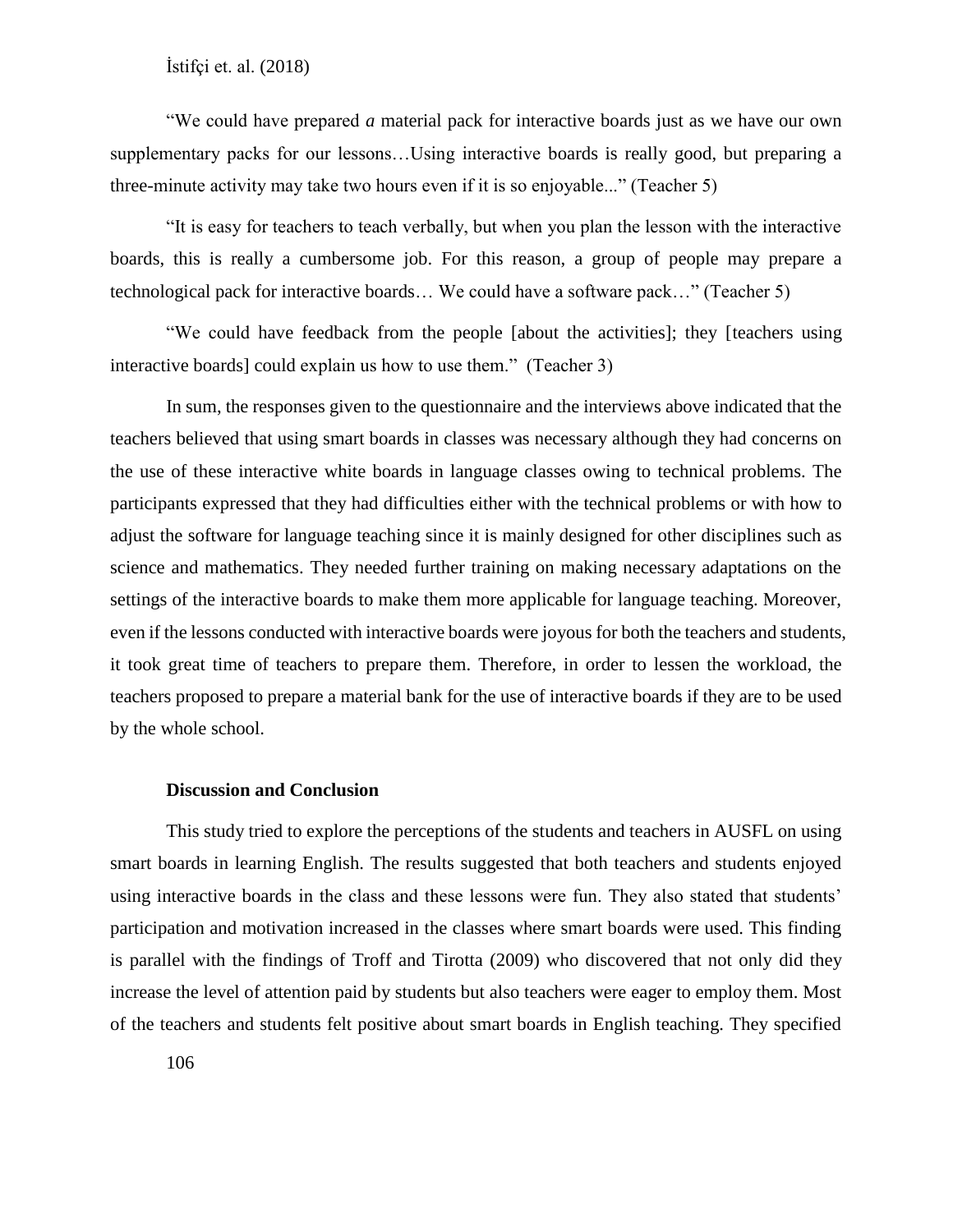"We could have prepared *a* material pack for interactive boards just as we have our own supplementary packs for our lessons…Using interactive boards is really good, but preparing a three-minute activity may take two hours even if it is so enjoyable..." (Teacher 5)

"It is easy for teachers to teach verbally, but when you plan the lesson with the interactive boards, this is really a cumbersome job. For this reason, a group of people may prepare a technological pack for interactive boards… We could have a software pack…" (Teacher 5)

"We could have feedback from the people [about the activities]; they [teachers using interactive boards] could explain us how to use them." (Teacher 3)

In sum, the responses given to the questionnaire and the interviews above indicated that the teachers believed that using smart boards in classes was necessary although they had concerns on the use of these interactive white boards in language classes owing to technical problems. The participants expressed that they had difficulties either with the technical problems or with how to adjust the software for language teaching since it is mainly designed for other disciplines such as science and mathematics. They needed further training on making necessary adaptations on the settings of the interactive boards to make them more applicable for language teaching. Moreover, even if the lessons conducted with interactive boards were joyous for both the teachers and students, it took great time of teachers to prepare them. Therefore, in order to lessen the workload, the teachers proposed to prepare a material bank for the use of interactive boards if they are to be used by the whole school.

## Discussion and Conclusion

This study tried to explore the perceptions of the students and teachers in AUSFL on using smart boards in learning English. The results suggested that both teachers and students enjoyed using interactive boards in the class and these lessons were fun. They also stated that students' participation and motivation increased in the classes where smart boards were used. This finding is parallel with the findings of Troff and Tirotta (2009) who discovered that not only did they increase the level of attention paid by students but also teachers were eager to employ them. Most of the teachers and students felt positive about smart boards in English teaching. They specified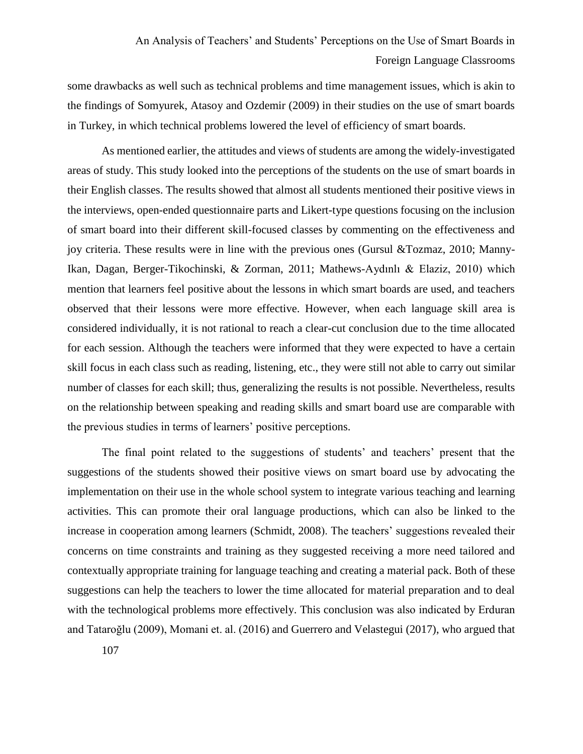some drawbacks as well such as technical problems and time management issues, which is akin to the findings of Somyurek, Atasoy and Ozdemir (2009) in their studies on the use of smart boards in Turkey, in which technical problems lowered the level of efficiency of smart boards.

As mentioned earlier, the attitudes and views of students are among the widely-investigated areas of study. This study looked into the perceptions of the students on the use of smart boards in their English classes. The results showed that almost all students mentioned their positive views in the interviews, open-ended questionnaire parts and Likert-type questions focusing on the inclusion of smart board into their different skill-focused classes by commenting on the effectiveness and joy criteria. These results were in line with the previous ones (Gursul &Tozmaz, 2010; Manny-Ikan, Dagan, Berger-Tikochinski, & Zorman, 2011; Mathews-Aydınlı & Elaziz, 2010) which mention that learners feel positive about the lessons in which smart boards are used, and teachers observed that their lessons were more effective. However, when each language skill area is considered individually, it is not rational to reach a clear-cut conclusion due to the time allocated for each session. Although the teachers were informed that they were expected to have a certain skill focus in each class such as reading, listening, etc., they were still not able to carry out similar number of classes for each skill; thus, generalizing the results is not possible. Nevertheless, results on the relationship between speaking and reading skills and smart board use are comparable with the previous studies in terms of learners' positive perceptions.

The final point related to the suggestions of students' and teachers' present that the suggestions of the students showed their positive views on smart board use by advocating the implementation on their use in the whole school system to integrate various teaching and learning activities. This can promote their oral language productions, which can also be linked to the increase in cooperation among learners (Schmidt, 2008). The teachers' suggestions revealed their concerns on time constraints and training as they suggested receiving a more need tailored and contextually appropriate training for language teaching and creating a material pack. Both of these suggestions can help the teachers to lower the time allocated for material preparation and to deal with the technological problems more effectively. This conclusion was also indicated by Erduran and Tataroğlu (2009), Momani et. al. (2016) and Guerrero and Velastegui (2017), who argued that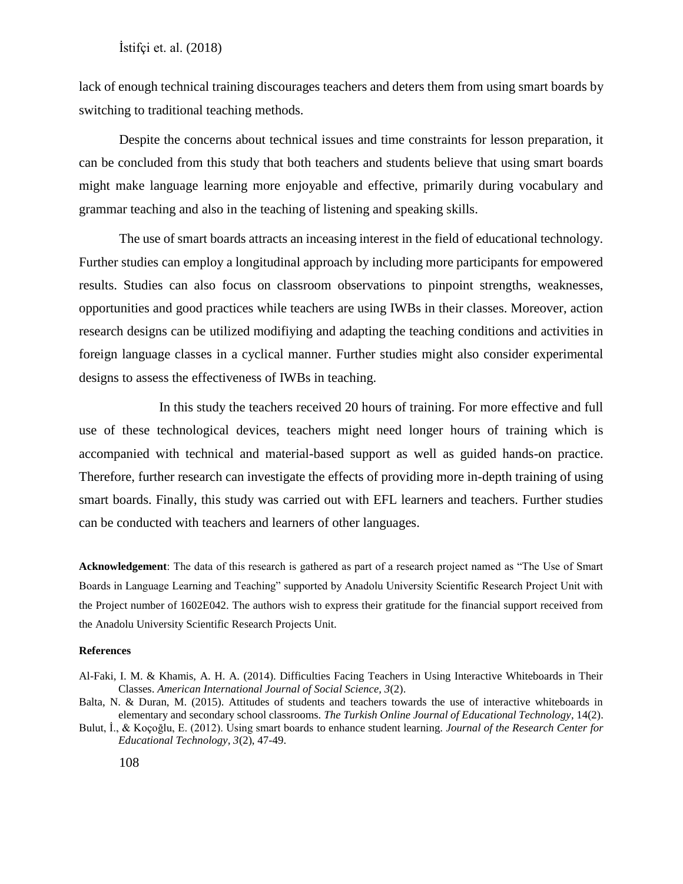lack of enough technical training discourages teachers and deters them from using smart boards by switching to traditional teaching methods.

Despite the concerns about technical issues and time constraints for lesson preparation, it can be concluded from this study that both teachers and students believe that using smart boards might make language learning more enjoyable and effective, primarily during vocabulary and grammar teaching and also in the teaching of listening and speaking skills.

The use of smart boards attracts an inceasing interest in the field of educational technology. Further studies can employ a longitudinal approach by including more participants for empowered results. Studies can also focus on classroom observations to pinpoint strengths, weaknesses, opportunities and good practices while teachers are using IWBs in their classes. Moreover, action research designs can be utilized modifiying and adapting the teaching conditions and activities in foreign language classes in a cyclical manner. Further studies might also consider experimental designs to assess the effectiveness of IWBs in teaching.

In this study the teachers received 20 hours of training. For more effective and full use of these technological devices, teachers might need longer hours of training which is accompanied with technical and material-based support as well as guided hands-on practice. Therefore, further research can investigate the effects of providing more in-depth training of using smart boards. Finally, this study was carried out with EFL learners and teachers. Further studies can be conducted with teachers and learners of other languages.

**Acknowledgement**: The data of this research is gathered as part of a research project named as "The Use of Smart Boards in Language Learning and Teaching" supported by Anadolu University Scientific Research Project Unit with the Project number of 1602E042. The authors wish to express their gratitude for the financial support received from the Anadolu University Scientific Research Projects Unit.

**References**

Al-Faki, I. M. & Khamis, A. H. A. (2014). Difficulties Facing Teachers in Using Interactive Whiteboards in Their Classes. *American International Journal of Social Science, 3*(2).

Balta, N. & Duran, M. (2015). Attitudes of students and teachers towards the use of interactive whiteboards in elementary and secondary school classrooms. *The Turkish Online Journal of Educational Technology*, 14(2).

Bulut, İ., & Koçoğlu, E. (2012). Using smart boards to enhance student learning. *Journal of the Research Center for Educational Technology, 3*(2), 47-49.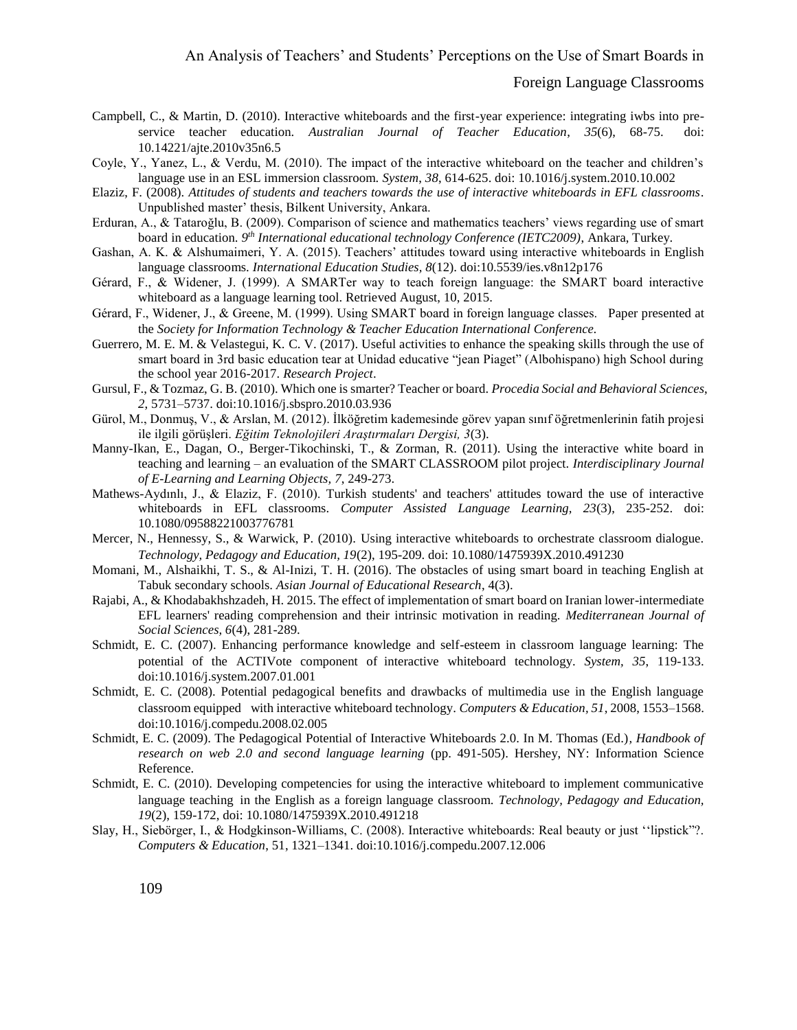Campbell, C., & Martin, D. (2010). Interactive whiteboards and the first-year experience: integrating iwbs into pre-service teacher education. *Australian Journal of Teacher Education*, *35*(6), 68-75. doi: 10.14221/ajte.2010v35n6.5

Coyle, Y., Yanez, L., & Verdu, M. (2010). The impact of the interactive whiteboard on the teacher and children's language use in an ESL immersion classroom. *System, 38*, 614-625. doi: 10.1016/j.system.2010.10.002

Elaziz, F. (2008). *Attitudes of students and teachers towards the use of interactive whiteboards in EFL classrooms*. Unpublished master' thesis, Bilkent University, Ankara.

Erduran, A., & Tataroğlu, B. (2009). Comparison of science and mathematics teachers' views regarding use of smart board in education. *9th International educational technology Conference (IETC2009),* Ankara, Turkey.

Gashan, A. K. & Alshumaimeri, Y. A. (2015). Teachers' attitudes toward using interactive whiteboards in English language classrooms. *International Education Studies, 8*(12). doi:10.5539/ies.v8n12p176

Gérard, F., & Widener, J. (1999). A SMARTer way to teach foreign language: the SMART board interactive whiteboard as a language learning tool. Retrieved August, 10, 2015.

Gérard, F., Widener, J., & Greene, M. (1999). Using SMART board in foreign language classes. Paper presented at the *Society for Information Technology & Teacher Education International Conference.*

Guerrero, M. E. M. & Velastegui, K. C. V. (2017). Useful activities to enhance the speaking skills through the use of smart board in 3rd basic education tear at Unidad educative "jean Piaget" (Albohispano) high School during the school year 2016-2017. *Research Project*.

Gursul, F., & Tozmaz, G. B. (2010). Which one is smarter? Teacher or board. *Procedia Social and Behavioral Sciences, 2*, 5731–5737. doi:10.1016/j.sbspro.2010.03.936

Gürol, M., Donmuş, V., & Arslan, M. (2012). İlköğretim kademesinde görev yapan sınıf öğretmenlerinin fatih projesi ile ilgili görüşleri. *Eğitim Teknolojileri Araştırmaları Dergisi, 3*(3).

Manny-Ikan, E., Dagan, O., Berger-Tikochinski, T., & Zorman, R. (2011). Using the interactive white board in teaching and learning – an evaluation of the SMART CLASSROOM pilot project. *Interdisciplinary Journal of E-Learning and Learning Objects, 7*, 249-273.

Mathews-Aydınlı, J., & Elaziz, F. (2010). Turkish students' and teachers' attitudes toward the use of interactive whiteboards in EFL classrooms. *Computer Assisted Language Learning, 23*(3), 235-252. doi: 10.1080/09588221003776781

Mercer, N., Hennessy, S., & Warwick, P. (2010). Using interactive whiteboards to orchestrate classroom dialogue. *Technology, Pedagogy and Education, 19*(2), 195-209. doi: 10.1080/1475939X.2010.491230

Momani, M., Alshaikhi, T. S., & Al-Inizi, T. H. (2016). The obstacles of using smart board in teaching English at Tabuk secondary schools. *Asian Journal of Educational Research*, 4(3).

Rajabi, A., & Khodabakhshzadeh, H. 2015. The effect of implementation of smart board on Iranian lower-intermediate EFL learners' reading comprehension and their intrinsic motivation in reading. *Mediterranean Journal of Social Sciences, 6*(4), 281-289.

Schmidt, E. C. (2007). Enhancing performance knowledge and self-esteem in classroom language learning: The potential of the ACTIVote component of interactive whiteboard technology. *System, 35*, 119-133. doi:10.1016/j.system.2007.01.001

Schmidt, E. C. (2008). Potential pedagogical benefits and drawbacks of multimedia use in the English language classroom equipped with interactive whiteboard technology. *Computers & Education, 51*, 2008, 1553–1568. doi:10.1016/j.compedu.2008.02.005

Schmidt, E. C. (2009). The Pedagogical Potential of Interactive Whiteboards 2.0. In M. Thomas (Ed.), *Handbook of research on web 2.0 and second language learning* (pp. 491-505). Hershey, NY: Information Science Reference.

Schmidt, E. C. (2010). Developing competencies for using the interactive whiteboard to implement communicative language teaching in the English as a foreign language classroom. *Technology, Pedagogy and Education, 19*(2), 159-172, doi: 10.1080/1475939X.2010.491218

Slay, H., Siebörger, I., & Hodgkinson-Williams, C. (2008). Interactive whiteboards: Real beauty or just ''lipstick"?. *Computers & Education*, 51, 1321–1341. doi:10.1016/j.compedu.2007.12.006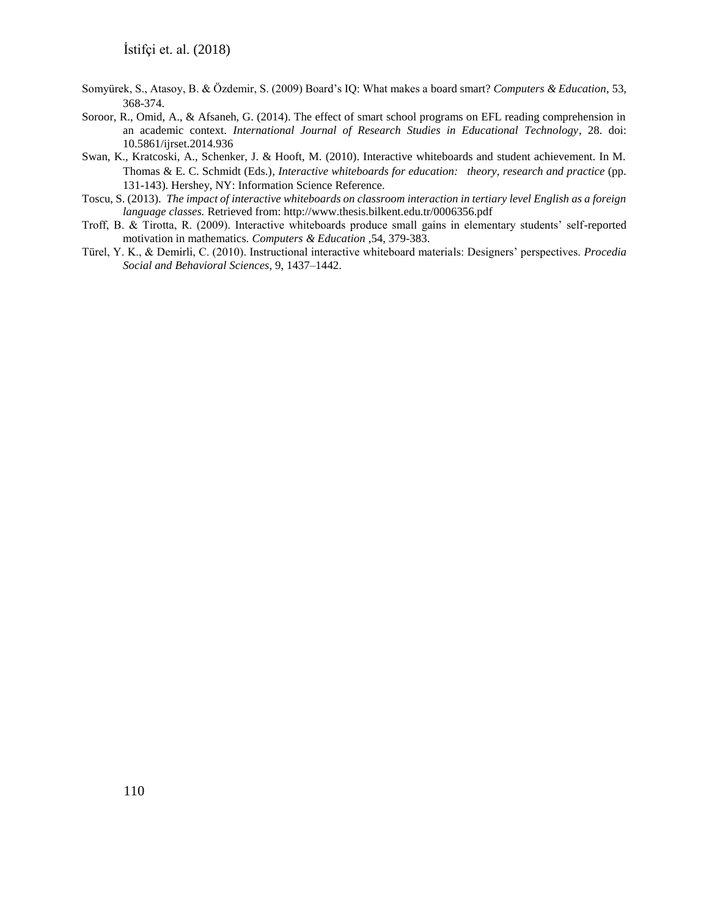Somyürek, S., Atasoy, B. & Özdemir, S. (2009) Board's IQ: What makes a board smart? *Computers & Education*, 53, 368-374.

Soroor, R., Omid, A., & Afsaneh, G. (2014). The effect of smart school programs on EFL reading comprehension in an academic context. *International Journal of Research Studies in Educational Technology*, 28. doi: 10.5861/ijrset.2014.936

Swan, K., Kratcoski, A., Schenker, J. & Hooft, M. (2010). Interactive whiteboards and student achievement. In M. Thomas & E. C. Schmidt (Eds.), *Interactive whiteboards for education: theory, research and practice* (pp. 131-143). Hershey, NY: Information Science Reference.

Toscu, S. (2013). *The impact of interactive whiteboards on classroom interaction in tertiary level English as a foreign language classes.* Retrieved from: http://www.thesis.bilkent.edu.tr/0006356.pdf

Troff, B. & Tirotta, R. (2009). Interactive whiteboards produce small gains in elementary students' self-reported motivation in mathematics. *Computers & Education* ,54, 379-383.

Türel, Y. K., & Demirli, C. (2010). Instructional interactive whiteboard materials: Designers' perspectives. *Procedia Social and Behavioral Sciences*, 9, 1437–1442.